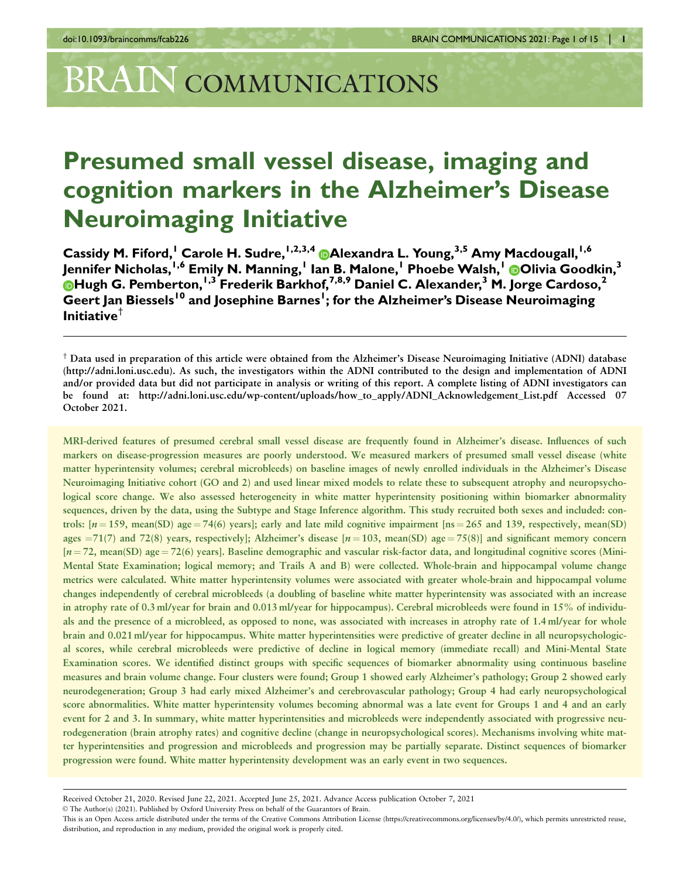# Presumed small vessel disease, imaging and cognition markers in the Alzheimer's Disease Neuroimaging Initiative

**Cassidy M. Fiford,[1] Carole H. Sudre,[1,2,3,4] Alexandra L. Young,[3,5] Amy Macdougall,[1,6] Jennifer Nicholas,[1,6] Emily N. Manning,[1] Ian B. Malone,[1] Phoebe Walsh,[1] Olivia Goodkin,[3] Hugh G. Pemberton,[1,3] Frederik Barkhof,[7,8,9] Daniel C. Alexander,[3] M. Jorge Cardoso,[2] Geert Jan Biessels[10] and Josephine Barnes[1]; for the Alzheimer's Disease Neuroimaging Initiative[†]**

[†] Data used in preparation of this article were obtained from the Alzheimer's Disease Neuroimaging Initiative (ADNI) database (http://adni.loni.usc.edu). As such, the investigators within the ADNI contributed to the design and implementation of ADNI and/or provided data but did not participate in analysis or writing of this report. A complete listing of ADNI investigators can be found at: http://adni.loni.usc.edu/wp-content/uploads/how_to_apply/ADNI_Acknowledgement_List.pdf Accessed 07 October 2021.

MRI-derived features of presumed cerebral small vessel disease are frequently found in Alzheimer's disease. Influences of such markers on disease-progression measures are poorly understood. We measured markers of presumed small vessel disease (white matter hyperintensity volumes; cerebral microbleeds) on baseline images of newly enrolled individuals in the Alzheimer's Disease Neuroimaging Initiative cohort (GO and 2) and used linear mixed models to relate these to subsequent atrophy and neuropsychological score change. We also assessed heterogeneity in white matter hyperintensity positioning within biomarker abnormality sequences, driven by the data, using the Subtype and Stage Inference algorithm. This study recruited both sexes and included: controls: [$n = 159$, mean(SD) age $= 74(6)$ years]; early and late mild cognitive impairment [ns $= 265$ and 139, respectively, mean(SD) ages $= 71(7)$ and $72(8)$ years, respectively]; Alzheimer's disease [$n = 103$, mean(SD) age $= 75(8)$] and significant memory concern [$n = 72$, mean(SD) age $= 72(6)$ years]. Baseline demographic and vascular risk-factor data, and longitudinal cognitive scores (Mini-Mental State Examination; logical memory; and Trails A and B) were collected. Whole-brain and hippocampal volume change metrics were calculated. White matter hyperintensity volumes were associated with greater whole-brain and hippocampal volume changes independently of cerebral microbleeds (a doubling of baseline white matter hyperintensity was associated with an increase in atrophy rate of 0.3 ml/year for brain and 0.013 ml/year for hippocampus). Cerebral microbleeds were found in 15% of individuals and the presence of a microbleed, as opposed to none, was associated with increases in atrophy rate of 1.4 ml/year for whole brain and 0.021 ml/year for hippocampus. White matter hyperintensities were predictive of greater decline in all neuropsychological scores, while cerebral microbleeds were predictive of decline in logical memory (immediate recall) and Mini-Mental State Examination scores. We identified distinct groups with specific sequences of biomarker abnormality using continuous baseline measures and brain volume change. Four clusters were found; Group 1 showed early Alzheimer's pathology; Group 2 showed early neurodegeneration; Group 3 had early mixed Alzheimer's and cerebrovascular pathology; Group 4 had early neuropsychological score abnormalities. White matter hyperintensity volumes becoming abnormal was a late event for Groups 1 and 4 and an early event for 2 and 3. In summary, white matter hyperintensities and microbleeds were independently associated with progressive neurodegeneration (brain atrophy rates) and cognitive decline (change in neuropsychological scores). Mechanisms involving white matter hyperintensities and progression and microbleeds and progression may be partially separate. Distinct sequences of biomarker progression were found. White matter hyperintensity development was an early event in two sequences.

Received October 21, 2020. Revised June 22, 2021. Accepted June 25, 2021. Advance Access publication October 7, 2021

© The Author(s) (2021). Published by Oxford University Press on behalf of the Guarantors of Brain.

This is an Open Access article distributed under the terms of the Creative Commons Attribution License (https://creativecommons.org/licenses/by/4.0/), which permits unrestricted reuse, distribution, and reproduction in any medium, provided the original work is properly cited.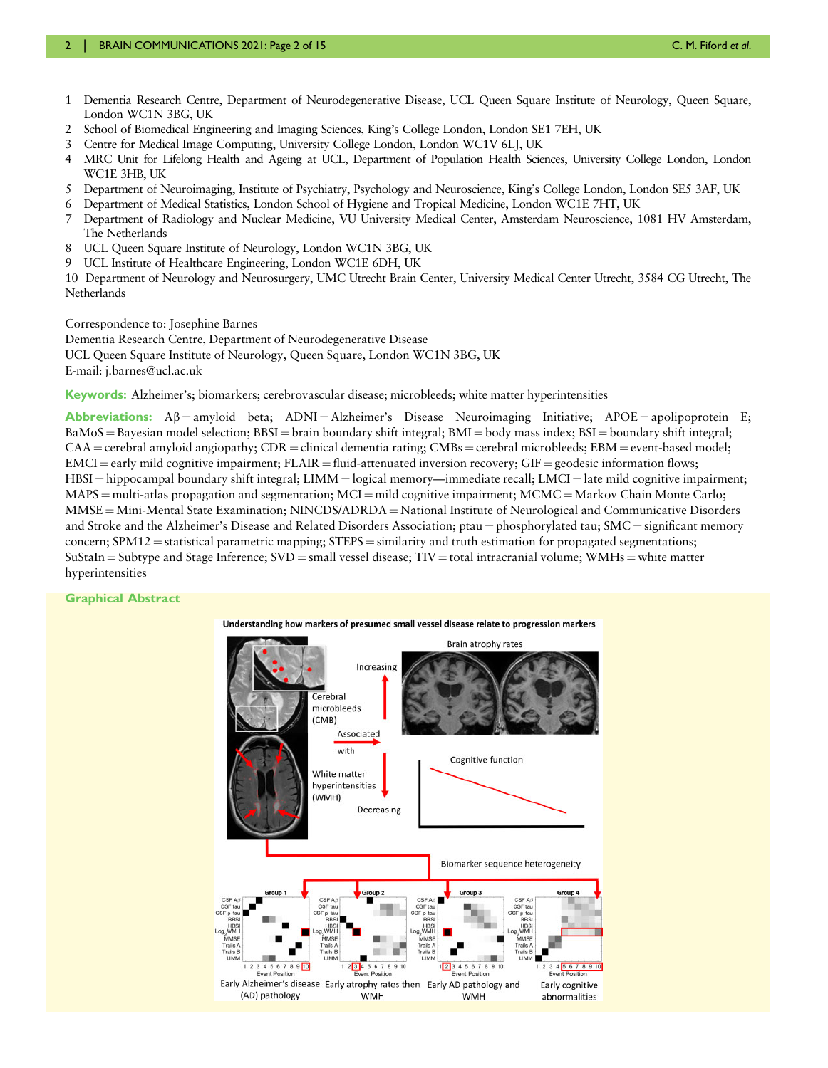1 Dementia Research Centre, Department of Neurodegenerative Disease, UCL Queen Square Institute of Neurology, Queen Square, London WC1N 3BG, UK
2 School of Biomedical Engineering and Imaging Sciences, King's College London, London SE1 7EH, UK
3 Centre for Medical Image Computing, University College London, London WC1V 6LJ, UK
4 MRC Unit for Lifelong Health and Ageing at UCL, Department of Population Health Sciences, University College London, London WC1E 3HB, UK
5 Department of Neuroimaging, Institute of Psychiatry, Psychology and Neuroscience, King's College London, London SE5 3AF, UK
6 Department of Medical Statistics, London School of Hygiene and Tropical Medicine, London WC1E 7HT, UK
7 Department of Radiology and Nuclear Medicine, VU University Medical Center, Amsterdam Neuroscience, 1081 HV Amsterdam, The Netherlands
8 UCL Queen Square Institute of Neurology, London WC1N 3BG, UK
9 UCL Institute of Healthcare Engineering, London WC1E 6DH, UK
10 Department of Neurology and Neurosurgery, UMC Utrecht Brain Center, University Medical Center Utrecht, 3584 CG Utrecht, The Netherlands

Correspondence to: Josephine Barnes
Dementia Research Centre, Department of Neurodegenerative Disease
UCL Queen Square Institute of Neurology, Queen Square, London WC1N 3BG, UK
E-mail: j.barnes@ucl.ac.uk

**Keywords:** Alzheimer's; biomarkers; cerebrovascular disease; microbleeds; white matter hyperintensities

**Abbreviations:** Aβ = amyloid beta; ADNI = Alzheimer's Disease Neuroimaging Initiative; APOE = apolipoprotein E; BaMoS = Bayesian model selection; BBSI = brain boundary shift integral; BMI = body mass index; BSI = boundary shift integral; CAA = cerebral amyloid angiopathy; CDR = clinical dementia rating; CMBs = cerebral microbleeds; EBM = event-based model; EMCI = early mild cognitive impairment; FLAIR = fluid-attenuated inversion recovery; GIF = geodesic information flows; HBSI = hippocampal boundary shift integral; LIMM = logical memory—immediate recall; LMCI = late mild cognitive impairment; MAPS = multi-atlas propagation and segmentation; MCI = mild cognitive impairment; MCMC = Markov Chain Monte Carlo; MMSE = Mini-Mental State Examination; NINCDS/ADRDA = National Institute of Neurological and Communicative Disorders and Stroke and the Alzheimer's Disease and Related Disorders Association; ptau = phosphorylated tau; SMC = significant memory concern; SPM12 = statistical parametric mapping; STEPS = similarity and truth estimation for propagated segmentations; SuStaIn = Subtype and Stage Inference; SVD = small vessel disease; TIV = total intracranial volume; WMHs = white matter hyperintensities

## Graphical Abstract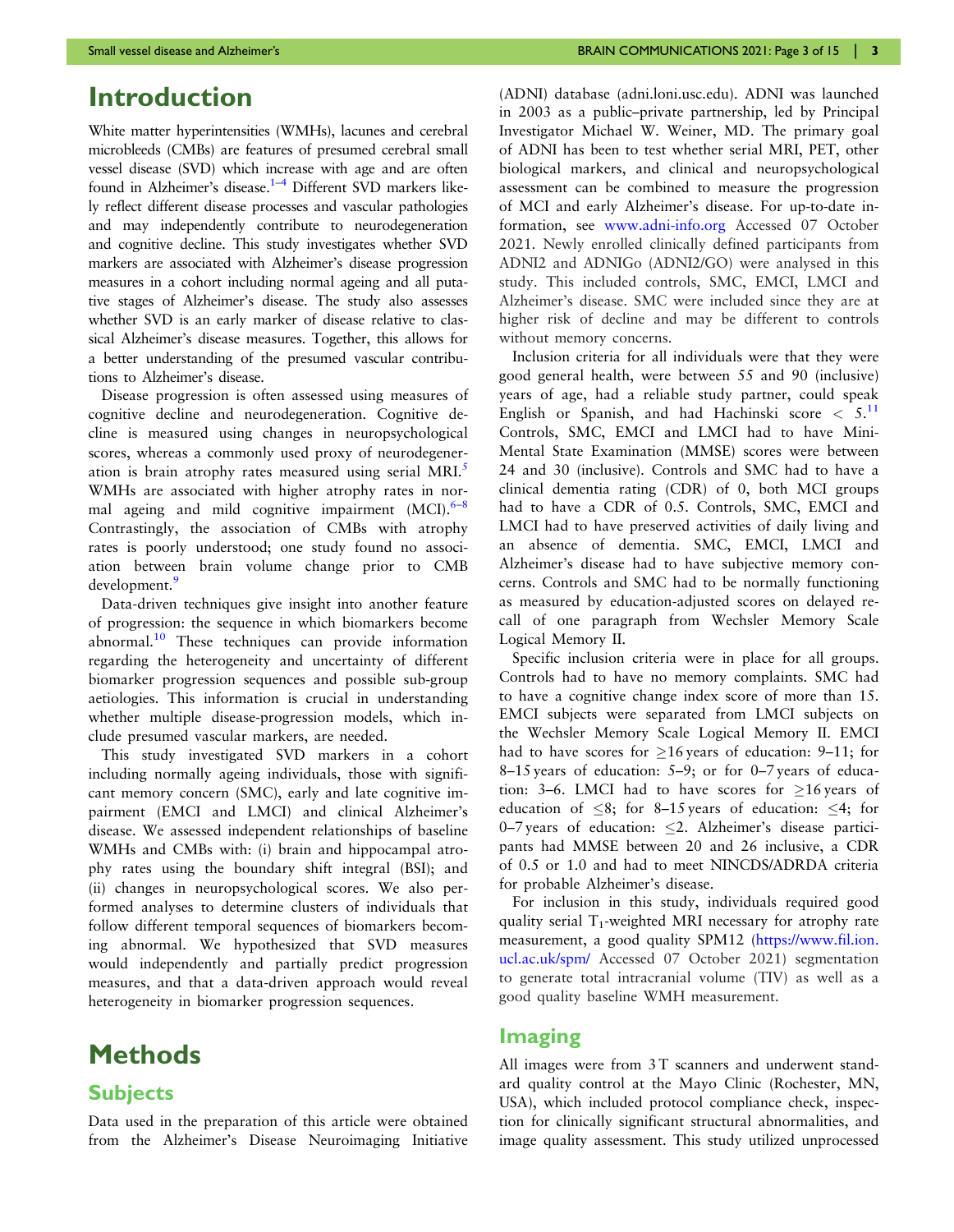# Introduction

White matter hyperintensities (WMHs), lacunes and cerebral microbleeds (CMBs) are features of presumed cerebral small vessel disease (SVD) which increase with age and are often found in Alzheimer's disease.[1–4] Different SVD markers likely reflect different disease processes and vascular pathologies and may independently contribute to neurodegeneration and cognitive decline. This study investigates whether SVD markers are associated with Alzheimer's disease progression measures in a cohort including normal ageing and all putative stages of Alzheimer's disease. The study also assesses whether SVD is an early marker of disease relative to classical Alzheimer's disease measures. Together, this allows for a better understanding of the presumed vascular contributions to Alzheimer's disease.

Disease progression is often assessed using measures of cognitive decline and neurodegeneration. Cognitive decline is measured using changes in neuropsychological scores, whereas a commonly used proxy of neurodegeneration is brain atrophy rates measured using serial MRI.[5] WMHs are associated with higher atrophy rates in normal ageing and mild cognitive impairment (MCI).[6–8] Contrastingly, the association of CMBs with atrophy rates is poorly understood; one study found no association between brain volume change prior to CMB development.[9]

Data-driven techniques give insight into another feature of progression: the sequence in which biomarkers become abnormal.[10] These techniques can provide information regarding the heterogeneity and uncertainty of different biomarker progression sequences and possible sub-group aetiologies. This information is crucial in understanding whether multiple disease-progression models, which include presumed vascular markers, are needed.

This study investigated SVD markers in a cohort including normally ageing individuals, those with significant memory concern (SMC), early and late cognitive impairment (EMCI and LMCI) and clinical Alzheimer's disease. We assessed independent relationships of baseline WMHs and CMBs with: (i) brain and hippocampal atrophy rates using the boundary shift integral (BSI); and (ii) changes in neuropsychological scores. We also performed analyses to determine clusters of individuals that follow different temporal sequences of biomarkers becoming abnormal. We hypothesized that SVD measures would independently and partially predict progression measures, and that a data-driven approach would reveal heterogeneity in biomarker progression sequences.

# Methods

## Subjects

Data used in the preparation of this article were obtained from the Alzheimer's Disease Neuroimaging Initiative (ADNI) database (adni.loni.usc.edu). ADNI was launched in 2003 as a public–private partnership, led by Principal Investigator Michael W. Weiner, MD. The primary goal of ADNI has been to test whether serial MRI, PET, other biological markers, and clinical and neuropsychological assessment can be combined to measure the progression of MCI and early Alzheimer's disease. For up-to-date information, see www.adni-info.org Accessed 07 October 2021. Newly enrolled clinically defined participants from ADNI2 and ADNIGo (ADNI2/GO) were analysed in this study. This included controls, SMC, EMCI, LMCI and Alzheimer's disease. SMC were included since they are at higher risk of decline and may be different to controls without memory concerns.

Inclusion criteria for all individuals were that they were good general health, were between 55 and 90 (inclusive) years of age, had a reliable study partner, could speak English or Spanish, and had Hachinski score $< 5$.[11] Controls, SMC, EMCI and LMCI had to have Mini-Mental State Examination (MMSE) scores were between 24 and 30 (inclusive). Controls and SMC had to have a clinical dementia rating (CDR) of 0, both MCI groups had to have a CDR of 0.5. Controls, SMC, EMCI and LMCI had to have preserved activities of daily living and an absence of dementia. SMC, EMCI, LMCI and Alzheimer's disease had to have subjective memory concerns. Controls and SMC had to be normally functioning as measured by education-adjusted scores on delayed recall of one paragraph from Wechsler Memory Scale Logical Memory II.

Specific inclusion criteria were in place for all groups. Controls had to have no memory complaints. SMC had to have a cognitive change index score of more than 15. EMCI subjects were separated from LMCI subjects on the Wechsler Memory Scale Logical Memory II. EMCI had to have scores for $\geq$16 years of education: 9–11; for 8–15 years of education: 5–9; or for 0–7 years of education: 3–6. LMCI had to have scores for $\geq$16 years of education of $\leq$8; for 8–15 years of education: $\leq$4; for 0–7 years of education: $\leq$2. Alzheimer's disease participants had MMSE between 20 and 26 inclusive, a CDR of 0.5 or 1.0 and had to meet NINCDS/ADRDA criteria for probable Alzheimer's disease.

For inclusion in this study, individuals required good quality serial $T_1$-weighted MRI necessary for atrophy rate measurement, a good quality SPM12 (https://www.fil.ion.ucl.ac.uk/spm/ Accessed 07 October 2021) segmentation to generate total intracranial volume (TIV) as well as a good quality baseline WMH measurement.

## Imaging

All images were from 3 T scanners and underwent standard quality control at the Mayo Clinic (Rochester, MN, USA), which included protocol compliance check, inspection for clinically significant structural abnormalities, and image quality assessment. This study utilized unprocessed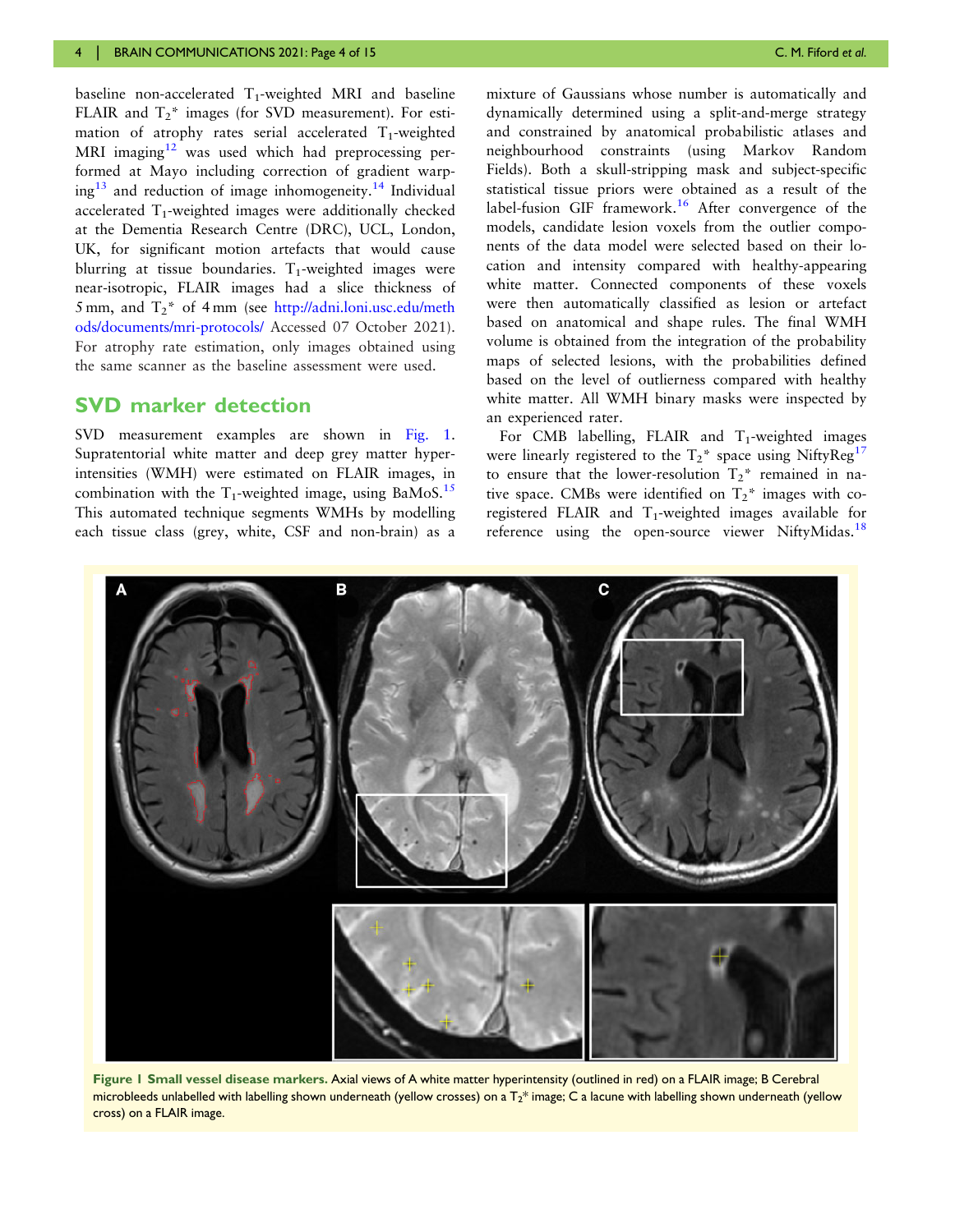baseline non-accelerated $T_1$-weighted MRI and baseline FLAIR and $T_2$* images (for SVD measurement). For estimation of atrophy rates serial accelerated $T_1$-weighted MRI imaging[12] was used which had preprocessing performed at Mayo including correction of gradient warping[13] and reduction of image inhomogeneity.[14] Individual accelerated $T_1$-weighted images were additionally checked at the Dementia Research Centre (DRC), UCL, London, UK, for significant motion artefacts that would cause blurring at tissue boundaries. $T_1$-weighted images were near-isotropic, FLAIR images had a slice thickness of 5 mm, and $T_2$* of 4 mm (see http://adni.loni.usc.edu/methods/documents/mri-protocols/ Accessed 07 October 2021). For atrophy rate estimation, only images obtained using the same scanner as the baseline assessment were used.

## SVD marker detection

SVD measurement examples are shown in Fig. 1. Supratentorial white matter and deep grey matter hyperintensities (WMH) were estimated on FLAIR images, in combination with the $T_1$-weighted image, using BaMoS.[15] This automated technique segments WMHs by modelling each tissue class (grey, white, CSF and non-brain) as a mixture of Gaussians whose number is automatically and dynamically determined using a split-and-merge strategy and constrained by anatomical probabilistic atlases and neighbourhood constraints (using Markov Random Fields). Both a skull-stripping mask and subject-specific statistical tissue priors were obtained as a result of the label-fusion GIF framework.[16] After convergence of the models, candidate lesion voxels from the outlier components of the data model were selected based on their location and intensity compared with healthy-appearing white matter. Connected components of these voxels were then automatically classified as lesion or artefact based on anatomical and shape rules. The final WMH volume is obtained from the integration of the probability maps of selected lesions, with the probabilities defined based on the level of outlierness compared with healthy white matter. All WMH binary masks were inspected by an experienced rater.

For CMB labelling, FLAIR and $T_1$-weighted images were linearly registered to the $T_2$* space using NiftyReg[17] to ensure that the lower-resolution $T_2$* remained in native space. CMBs were identified on $T_2$* images with co-registered FLAIR and $T_1$-weighted images available for reference using the open-source viewer NiftyMidas.[18]

**Figure 1 Small vessel disease markers.** Axial views of A white matter hyperintensity (outlined in red) on a FLAIR image; B Cerebral microbleeds unlabelled with labelling shown underneath (yellow crosses) on a $T_2$* image; C a lacune with labelling shown underneath (yellow cross) on a FLAIR image.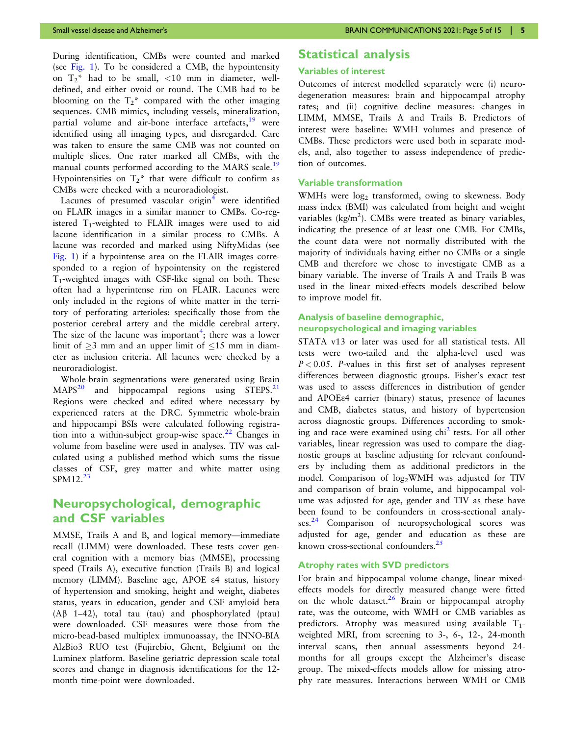During identification, CMBs were counted and marked (see Fig. 1). To be considered a CMB, the hypointensity on $T_2$* had to be small, <10 mm in diameter, well-defined, and either ovoid or round. The CMB had to be blooming on the $T_2$* compared with the other imaging sequences. CMB mimics, including vessels, mineralization, partial volume and air-bone interface artefacts,[19] were identified using all imaging types, and disregarded. Care was taken to ensure the same CMB was not counted on multiple slices. One rater marked all CMBs, with the manual counts performed according to the MARS scale.[19] Hypointensities on $T_2$* that were difficult to confirm as CMBs were checked with a neuroradiologist.

Lacunes of presumed vascular origin[4] were identified on FLAIR images in a similar manner to CMBs. Co-registered $T_1$-weighted to FLAIR images were used to aid lacune identification in a similar process to CMBs. A lacune was recorded and marked using NiftyMidas (see Fig. 1) if a hypointense area on the FLAIR images corresponded to a region of hypointensity on the registered $T_1$-weighted images with CSF-like signal on both. These often had a hyperintense rim on FLAIR. Lacunes were only included in the regions of white matter in the territory of perforating arterioles: specifically those from the posterior cerebral artery and the middle cerebral artery. The size of the lacune was important[4]; there was a lower limit of ≥3 mm and an upper limit of ≤15 mm in diameter as inclusion criteria. All lacunes were checked by a neuroradiologist.

Whole-brain segmentations were generated using Brain MAPS[20] and hippocampal regions using STEPS.[21] Regions were checked and edited where necessary by experienced raters at the DRC. Symmetric whole-brain and hippocampi BSIs were calculated following registration into a within-subject group-wise space.[22] Changes in volume from baseline were used in analyses. TIV was calculated using a published method which sums the tissue classes of CSF, grey matter and white matter using SPM12.[23]

## Neuropsychological, demographic and CSF variables

MMSE, Trails A and B, and logical memory—immediate recall (LIMM) were downloaded. These tests cover general cognition with a memory bias (MMSE), processing speed (Trails A), executive function (Trails B) and logical memory (LIMM). Baseline age, APOE ε4 status, history of hypertension and smoking, height and weight, diabetes status, years in education, gender and CSF amyloid beta (Aβ 1–42), total tau (tau) and phosphorylated (ptau) were downloaded. CSF measures were those from the micro-bead-based multiplex immunoassay, the INNO-BIA AlzBio3 RUO test (Fujirebio, Ghent, Belgium) on the Luminex platform. Baseline geriatric depression scale total scores and change in diagnosis identifications for the 12-month time-point were downloaded.

## Statistical analysis

### Variables of interest

Outcomes of interest modelled separately were (i) neurodegeneration measures: brain and hippocampal atrophy rates; and (ii) cognitive decline measures: changes in LIMM, MMSE, Trails A and Trails B. Predictors of interest were baseline: WMH volumes and presence of CMBs. These predictors were used both in separate models, and, also together to assess independence of prediction of outcomes.

### Variable transformation

WMHs were $\log_2$ transformed, owing to skewness. Body mass index (BMI) was calculated from height and weight variables (kg/m$^2$). CMBs were treated as binary variables, indicating the presence of at least one CMB. For CMBs, the count data were not normally distributed with the majority of individuals having either no CMBs or a single CMB and therefore we chose to investigate CMB as a binary variable. The inverse of Trails A and Trails B was used in the linear mixed-effects models described below to improve model fit.

### Analysis of baseline demographic, neuropsychological and imaging variables

STATA v13 or later was used for all statistical tests. All tests were two-tailed and the alpha-level used was $P < 0.05$. *P*-values in this first set of analyses represent differences between diagnostic groups. Fisher's exact test was used to assess differences in distribution of gender and APOEε4 carrier (binary) status, presence of lacunes and CMB, diabetes status, and history of hypertension across diagnostic groups. Differences according to smoking and race were examined using chi$^2$ tests. For all other variables, linear regression was used to compare the diagnostic groups at baseline adjusting for relevant confounders by including them as additional predictors in the model. Comparison of $\log_2$WMH was adjusted for TIV and comparison of brain volume, and hippocampal volume was adjusted for age, gender and TIV as these have been found to be confounders in cross-sectional analyses.[24] Comparison of neuropsychological scores was adjusted for age, gender and education as these are known cross-sectional confounders.[25]

### Atrophy rates with SVD predictors

For brain and hippocampal volume change, linear mixed-effects models for directly measured change were fitted on the whole dataset.[26] Brain or hippocampal atrophy rate, was the outcome, with WMH or CMB variables as predictors. Atrophy was measured using available $T_1$-weighted MRI, from screening to 3-, 6-, 12-, 24-month interval scans, then annual assessments beyond 24-months for all groups except the Alzheimer's disease group. The mixed-effects models allow for missing atrophy rate measures. Interactions between WMH or CMB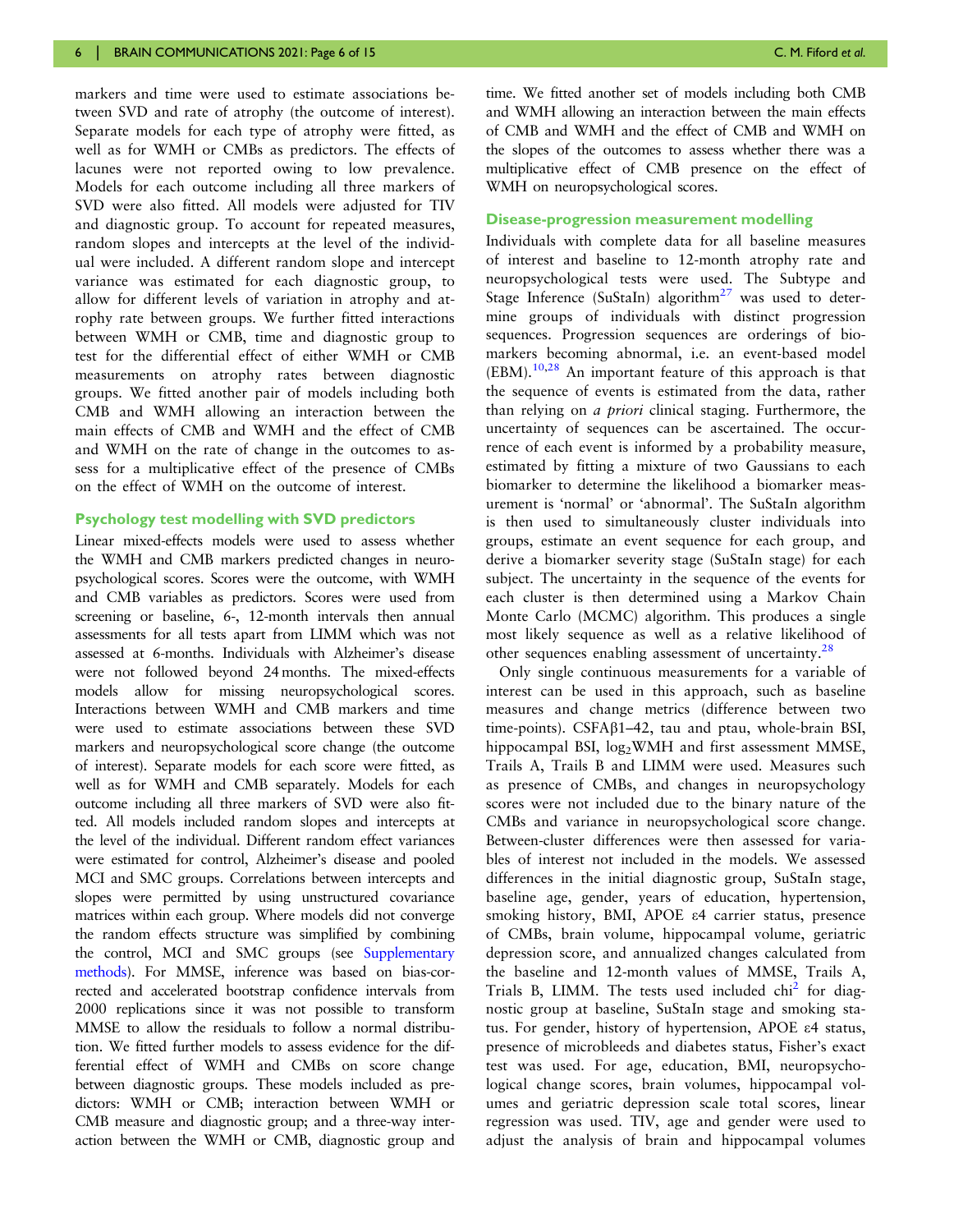markers and time were used to estimate associations between SVD and rate of atrophy (the outcome of interest). Separate models for each type of atrophy were fitted, as well as for WMH or CMBs as predictors. The effects of lacunes were not reported owing to low prevalence. Models for each outcome including all three markers of SVD were also fitted. All models were adjusted for TIV and diagnostic group. To account for repeated measures, random slopes and intercepts at the level of the individual were included. A different random slope and intercept variance was estimated for each diagnostic group, to allow for different levels of variation in atrophy and atrophy rate between groups. We further fitted interactions between WMH or CMB, time and diagnostic group to test for the differential effect of either WMH or CMB measurements on atrophy rates between diagnostic groups. We fitted another pair of models including both CMB and WMH allowing an interaction between the main effects of CMB and WMH and the effect of CMB and WMH on the rate of change in the outcomes to assess for a multiplicative effect of the presence of CMBs on the effect of WMH on the outcome of interest.

### Psychology test modelling with SVD predictors

Linear mixed-effects models were used to assess whether the WMH and CMB markers predicted changes in neuropsychological scores. Scores were the outcome, with WMH and CMB variables as predictors. Scores were used from screening or baseline, 6-, 12-month intervals then annual assessments for all tests apart from LIMM which was not assessed at 6-months. Individuals with Alzheimer's disease were not followed beyond 24 months. The mixed-effects models allow for missing neuropsychological scores. Interactions between WMH and CMB markers and time were used to estimate associations between these SVD markers and neuropsychological score change (the outcome of interest). Separate models for each score were fitted, as well as for WMH and CMB separately. Models for each outcome including all three markers of SVD were also fitted. All models included random slopes and intercepts at the level of the individual. Different random effect variances were estimated for control, Alzheimer's disease and pooled MCI and SMC groups. Correlations between intercepts and slopes were permitted by using unstructured covariance matrices within each group. Where models did not converge the random effects structure was simplified by combining the control, MCI and SMC groups (see Supplementary methods). For MMSE, inference was based on bias-corrected and accelerated bootstrap confidence intervals from 2000 replications since it was not possible to transform MMSE to allow the residuals to follow a normal distribution. We fitted further models to assess evidence for the differential effect of WMH and CMBs on score change between diagnostic groups. These models included as predictors: WMH or CMB; interaction between WMH or CMB measure and diagnostic group; and a three-way interaction between the WMH or CMB, diagnostic group and time. We fitted another set of models including both CMB and WMH allowing an interaction between the main effects of CMB and WMH and the effect of CMB and WMH on the slopes of the outcomes to assess whether there was a multiplicative effect of CMB presence on the effect of WMH on neuropsychological scores.

### Disease-progression measurement modelling

Individuals with complete data for all baseline measures of interest and baseline to 12-month atrophy rate and neuropsychological tests were used. The Subtype and Stage Inference (SuStaIn) algorithm[27] was used to determine groups of individuals with distinct progression sequences. Progression sequences are orderings of biomarkers becoming abnormal, i.e. an event-based model (EBM).[10,28] An important feature of this approach is that the sequence of events is estimated from the data, rather than relying on *a priori* clinical staging. Furthermore, the uncertainty of sequences can be ascertained. The occurrence of each event is informed by a probability measure, estimated by fitting a mixture of two Gaussians to each biomarker to determine the likelihood a biomarker measurement is 'normal' or 'abnormal'. The SuStaIn algorithm is then used to simultaneously cluster individuals into groups, estimate an event sequence for each group, and derive a biomarker severity stage (SuStaIn stage) for each subject. The uncertainty in the sequence of the events for each cluster is then determined using a Markov Chain Monte Carlo (MCMC) algorithm. This produces a single most likely sequence as well as a relative likelihood of other sequences enabling assessment of uncertainty.[28]

Only single continuous measurements for a variable of interest can be used in this approach, such as baseline measures and change metrics (difference between two time-points). CSFAβ1–42, tau and ptau, whole-brain BSI, hippocampal BSI, $\log_2$WMH and first assessment MMSE, Trails A, Trails B and LIMM were used. Measures such as presence of CMBs, and changes in neuropsychology scores were not included due to the binary nature of the CMBs and variance in neuropsychological score change. Between-cluster differences were then assessed for variables of interest not included in the models. We assessed differences in the initial diagnostic group, SuStaIn stage, baseline age, gender, years of education, hypertension, smoking history, BMI, APOE ε4 carrier status, presence of CMBs, brain volume, hippocampal volume, geriatric depression score, and annualized changes calculated from the baseline and 12-month values of MMSE, Trails A, Trials B, LIMM. The tests used included $\chi^2$ for diagnostic group at baseline, SuStaIn stage and smoking status. For gender, history of hypertension, APOE ε4 status, presence of microbleeds and diabetes status, Fisher's exact test was used. For age, education, BMI, neuropsychological change scores, brain volumes, hippocampal volumes and geriatric depression scale total scores, linear regression was used. TIV, age and gender were used to adjust the analysis of brain and hippocampal volumes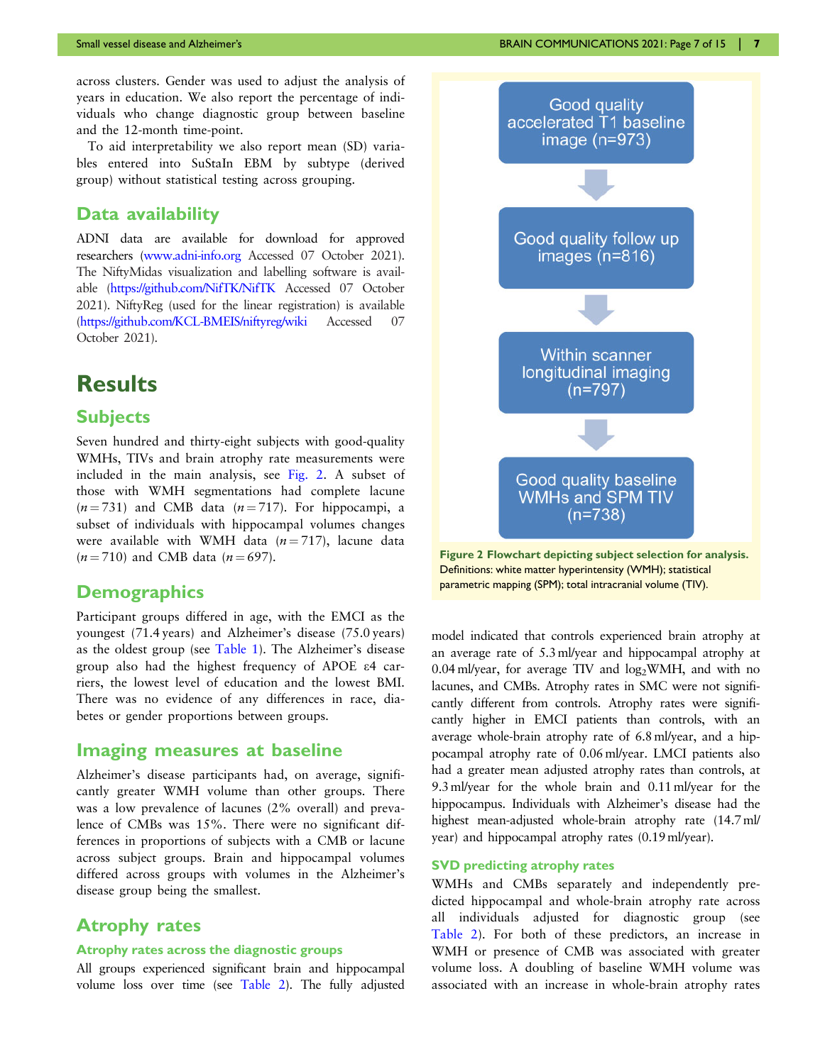across clusters. Gender was used to adjust the analysis of years in education. We also report the percentage of individuals who change diagnostic group between baseline and the 12-month time-point.

To aid interpretability we also report mean (SD) variables entered into SuStaIn EBM by subtype (derived group) without statistical testing across grouping.

## Data availability

ADNI data are available for download for approved researchers (www.adni-info.org Accessed 07 October 2021). The NiftyMidas visualization and labelling software is available (https://github.com/NifTK/NifTK Accessed 07 October 2021). NiftyReg (used for the linear registration) is available (https://github.com/KCL-BMEIS/niftyreg/wiki Accessed 07 October 2021).

# Results

## Subjects

Seven hundred and thirty-eight subjects with good-quality WMHs, TIVs and brain atrophy rate measurements were included in the main analysis, see Fig. 2. A subset of those with WMH segmentations had complete lacune ($n = 731$) and CMB data ($n = 717$). For hippocampi, a subset of individuals with hippocampal volumes changes were available with WMH data ($n = 717$), lacune data ($n = 710$) and CMB data ($n = 697$).

Good quality accelerated T1 baseline image (n=973)

Good quality follow up images (n=816)

Within scanner longitudinal imaging (n=797)

Good quality baseline WMHs and SPM TIV (n=738)

**Figure 2 Flowchart depicting subject selection for analysis.** Definitions: white matter hyperintensity (WMH); statistical parametric mapping (SPM); total intracranial volume (TIV).

## Demographics

Participant groups differed in age, with the EMCI as the youngest (71.4 years) and Alzheimer's disease (75.0 years) as the oldest group (see Table 1). The Alzheimer's disease group also had the highest frequency of APOE ε4 carriers, the lowest level of education and the lowest BMI. There was no evidence of any differences in race, diabetes or gender proportions between groups.

## Imaging measures at baseline

Alzheimer's disease participants had, on average, significantly greater WMH volume than other groups. There was a low prevalence of lacunes (2% overall) and prevalence of CMBs was 15%. There were no significant differences in proportions of subjects with a CMB or lacune across subject groups. Brain and hippocampal volumes differed across groups with volumes in the Alzheimer's disease group being the smallest.

## Atrophy rates

### Atrophy rates across the diagnostic groups

All groups experienced significant brain and hippocampal volume loss over time (see Table 2). The fully adjusted model indicated that controls experienced brain atrophy at an average rate of 5.3 ml/year and hippocampal atrophy at 0.04 ml/year, for average TIV and $\log_2$WMH, and with no lacunes, and CMBs. Atrophy rates in SMC were not significantly different from controls. Atrophy rates were significantly higher in EMCI patients than controls, with an average whole-brain atrophy rate of 6.8 ml/year, and a hippocampal atrophy rate of 0.06 ml/year. LMCI patients also had a greater mean adjusted atrophy rates than controls, at 9.3 ml/year for the whole brain and 0.11 ml/year for the hippocampus. Individuals with Alzheimer's disease had the highest mean-adjusted whole-brain atrophy rate (14.7 ml/year) and hippocampal atrophy rates (0.19 ml/year).

### SVD predicting atrophy rates

WMHs and CMBs separately and independently predicted hippocampal and whole-brain atrophy rate across all individuals adjusted for diagnostic group (see Table 2). For both of these predictors, an increase in WMH or presence of CMB was associated with greater volume loss. A doubling of baseline WMH volume was associated with an increase in whole-brain atrophy rates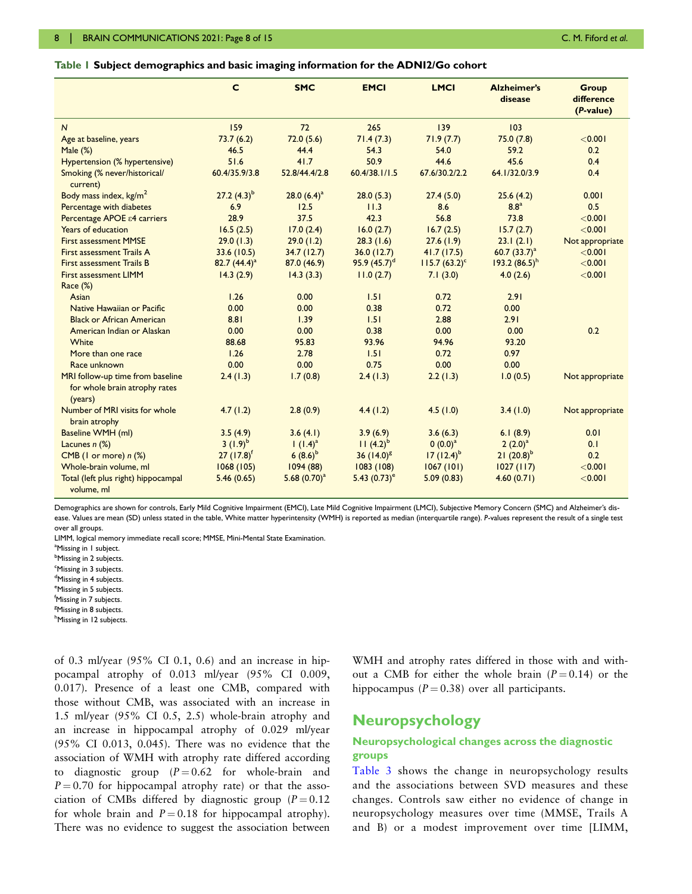**Table 1 Subject demographics and basic imaging information for the ADNI2/Go cohort**

| | C | SMC | EMCI | LMCI | Alzheimer's disease | Group difference (*P*-value) |
|---|---|---|---|---|---|---|
| *N* | 159 | 72 | 265 | 139 | 103 | |
| Age at baseline, years | 73.7 (6.2) | 72.0 (5.6) | 71.4 (7.3) | 71.9 (7.7) | 75.0 (7.8) | <0.001 |
| Male (%) | 46.5 | 44.4 | 54.3 | 54.0 | 59.2 | 0.2 |
| Hypertension (% hypertensive) | 51.6 | 41.7 | 50.9 | 44.6 | 45.6 | 0.4 |
| Smoking (% never/historical/ current) | 60.4/35.9/3.8 | 52.8/44.4/2.8 | 60.4/38.1/1.5 | 67.6/30.2/2.2 | 64.1/32.0/3.9 | 0.4 |
| Body mass index, kg/m$^2$ | 27.2 (4.3)[b] | 28.0 (6.4)[a] | 28.0 (5.3) | 27.4 (5.0) | 25.6 (4.2) | 0.001 |
| Percentage with diabetes | 6.9 | 12.5 | 11.3 | 8.6 | 8.8[a] | 0.5 |
| Percentage APOE ε4 carriers | 28.9 | 37.5 | 42.3 | 56.8 | 73.8 | <0.001 |
| Years of education | 16.5 (2.5) | 17.0 (2.4) | 16.0 (2.7) | 16.7 (2.5) | 15.7 (2.7) | <0.001 |
| First assessment MMSE | 29.0 (1.3) | 29.0 (1.2) | 28.3 (1.6) | 27.6 (1.9) | 23.1 (2.1) | Not appropriate |
| First assessment Trails A | 33.6 (10.5) | 34.7 (12.7) | 36.0 (12.7) | 41.7 (17.5) | 60.7 (33.7)[a] | <0.001 |
| First assessment Trails B | 82.7 (44.4)[a] | 87.0 (46.9) | 95.9 (45.7)[d] | 115.7 (63.2)[c] | 193.2 (86.5)[h] | <0.001 |
| First assessment LIMM | 14.3 (2.9) | 14.3 (3.3) | 11.0 (2.7) | 7.1 (3.0) | 4.0 (2.6) | <0.001 |
| Race (%) | | | | | | |
| Asian | 1.26 | 0.00 | 1.51 | 0.72 | 2.91 | |
| Native Hawaiian or Pacific | 0.00 | 0.00 | 0.38 | 0.72 | 0.00 | |
| Black or African American | 8.81 | 1.39 | 1.51 | 2.88 | 2.91 | |
| American Indian or Alaskan | 0.00 | 0.00 | 0.38 | 0.00 | 0.00 | 0.2 |
| White | 88.68 | 95.83 | 93.96 | 94.96 | 93.20 | |
| More than one race | 1.26 | 2.78 | 1.51 | 0.72 | 0.97 | |
| Race unknown | 0.00 | 0.00 | 0.75 | 0.00 | 0.00 | |
| MRI follow-up time from baseline for whole brain atrophy rates (years) | 2.4 (1.3) | 1.7 (0.8) | 2.4 (1.3) | 2.2 (1.3) | 1.0 (0.5) | Not appropriate |
| Number of MRI visits for whole brain atrophy | 4.7 (1.2) | 2.8 (0.9) | 4.4 (1.2) | 4.5 (1.0) | 3.4 (1.0) | Not appropriate |
| Baseline WMH (ml) | 3.5 (4.9) | 3.6 (4.1) | 3.9 (6.9) | 3.6 (6.3) | 6.1 (8.9) | 0.01 |
| Lacunes *n* (%) | 3 (1.9)[b] | 1 (1.4)[a] | 11 (4.2)[b] | 0 (0.0)[a] | 2 (2.0)[a] | 0.1 |
| CMB (1 or more) *n* (%) | 27 (17.8)[f] | 6 (8.6)[b] | 36 (14.0)[g] | 17 (12.4)[b] | 21 (20.8)[b] | 0.2 |
| Whole-brain volume, ml | 1068 (105) | 1094 (88) | 1083 (108) | 1067 (101) | 1027 (117) | <0.001 |
| Total (left plus right) hippocampal volume, ml | 5.46 (0.65) | 5.68 (0.70)[a] | 5.43 (0.73)[e] | 5.09 (0.83) | 4.60 (0.71) | <0.001 |

Demographics are shown for controls, Early Mild Cognitive Impairment (EMCI), Late Mild Cognitive Impairment (LMCI), Subjective Memory Concern (SMC) and Alzheimer's disease. Values are mean (SD) unless stated in the table, White matter hyperintensity (WMH) is reported as median (interquartile range). *P*-values represent the result of a single test over all groups.

LIMM, logical memory immediate recall score; MMSE, Mini-Mental State Examination.

[a]Missing in 1 subject.
[b]Missing in 2 subjects.
[c]Missing in 3 subjects.
[d]Missing in 4 subjects.
[e]Missing in 5 subjects.
[f]Missing in 7 subjects.
[g]Missing in 8 subjects.
[h]Missing in 12 subjects.

of 0.3 ml/year (95% CI 0.1, 0.6) and an increase in hippocampal atrophy of 0.013 ml/year (95% CI 0.009, 0.017). Presence of a least one CMB, compared with those without CMB, was associated with an increase in 1.5 ml/year (95% CI 0.5, 2.5) whole-brain atrophy and an increase in hippocampal atrophy of 0.029 ml/year (95% CI 0.013, 0.045). There was no evidence that the association of WMH with atrophy rate differed according to diagnostic group ($P = 0.62$ for whole-brain and $P = 0.70$ for hippocampal atrophy rate) or that the association of CMBs differed by diagnostic group ($P = 0.12$ for whole brain and $P = 0.18$ for hippocampal atrophy). There was no evidence to suggest the association between WMH and atrophy rates differed in those with and without a CMB for either the whole brain ($P = 0.14$) or the hippocampus ($P = 0.38$) over all participants.

## Neuropsychology

### Neuropsychological changes across the diagnostic groups

Table 3 shows the change in neuropsychology results and the associations between SVD measures and these changes. Controls saw either no evidence of change in neuropsychology measures over time (MMSE, Trails A and B) or a modest improvement over time [LIMM,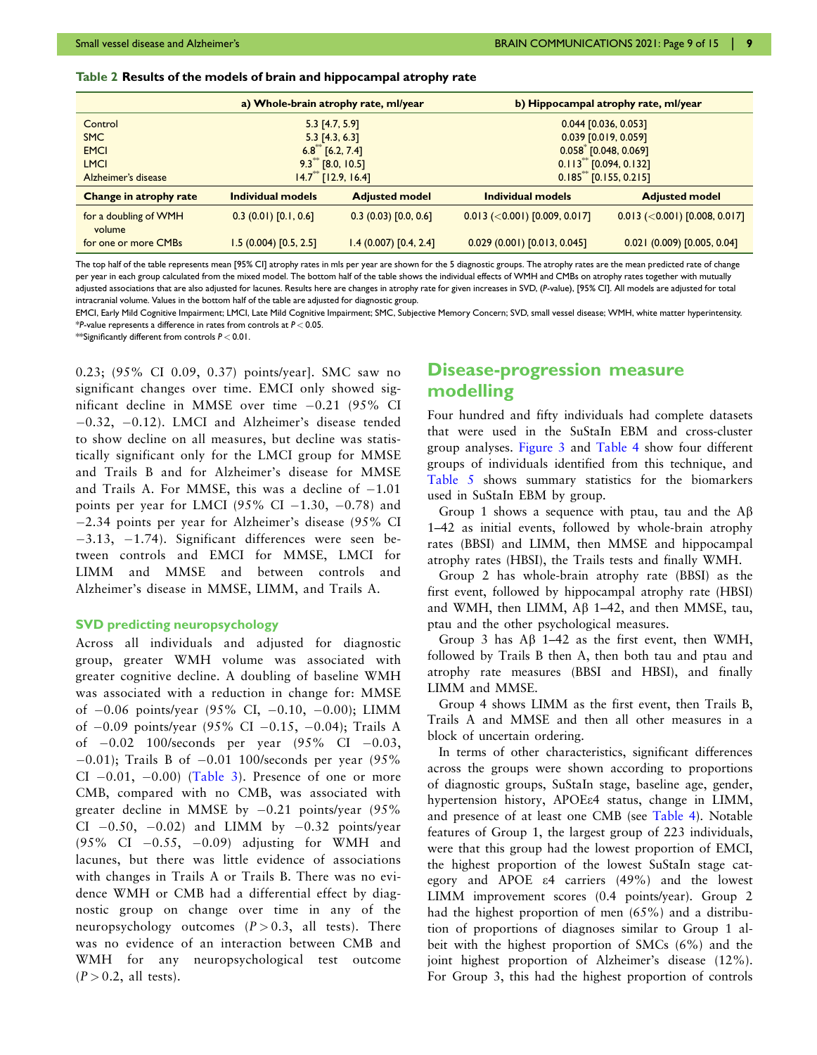**Table 2 Results of the models of brain and hippocampal atrophy rate**

| | a) Whole-brain atrophy rate, ml/year | | b) Hippocampal atrophy rate, ml/year | |
|---|---|---|---|---|
| Control | 5.3 [4.7, 5.9] | | 0.044 [0.036, 0.053] | |
| SMC | 5.3 [4.3, 6.3] | | 0.039 [0.019, 0.059] | |
| EMCI | 6.8** [6.2, 7.4] | | 0.058* [0.048, 0.069] | |
| LMCI | 9.3** [8.0, 10.5] | | 0.113** [0.094, 0.132] | |
| Alzheimer's disease | 14.7** [12.9, 16.4] | | 0.185** [0.155, 0.215] | |
| **Change in atrophy rate** | **Individual models** | **Adjusted model** | **Individual models** | **Adjusted model** |
| for a doubling of WMH volume | 0.3 (0.01) [0.1, 0.6] | 0.3 (0.03) [0.0, 0.6] | 0.013 (<0.001) [0.009, 0.017] | 0.013 (<0.001) [0.008, 0.017] |
| for one or more CMBs | 1.5 (0.004) [0.5, 2.5] | 1.4 (0.007) [0.4, 2.4] | 0.029 (0.001) [0.013, 0.045] | 0.021 (0.009) [0.005, 0.04] |

The top half of the table represents mean [95% CI] atrophy rates in mls per year are shown for the 5 diagnostic groups. The atrophy rates are the mean predicted rate of change per year in each group calculated from the mixed model. The bottom half of the table shows the individual effects of WMH and CMBs on atrophy rates together with mutually adjusted associations that are also adjusted for lacunes. Results here are changes in atrophy rate for given increases in SVD, (P-value), [95% CI]. All models are adjusted for total intracranial volume. Values in the bottom half of the table are adjusted for diagnostic group.

EMCI, Early Mild Cognitive Impairment; LMCI, Late Mild Cognitive Impairment; SMC, Subjective Memory Concern; SVD, small vessel disease; WMH, white matter hyperintensity.
*P-value represents a difference in rates from controls at $P < 0.05$.
**Significantly different from controls $P < 0.01$.

0.23; (95% CI 0.09, 0.37) points/year]. SMC saw no significant changes over time. EMCI only showed significant decline in MMSE over time −0.21 (95% CI −0.32, −0.12). LMCI and Alzheimer's disease tended to show decline on all measures, but decline was statistically significant only for the LMCI group for MMSE and Trails B and for Alzheimer's disease for MMSE and Trails A. For MMSE, this was a decline of −1.01 points per year for LMCI (95% CI −1.30, −0.78) and −2.34 points per year for Alzheimer's disease (95% CI −3.13, −1.74). Significant differences were seen between controls and EMCI for MMSE, LMCI for LIMM and MMSE and between controls and Alzheimer's disease in MMSE, LIMM, and Trails A.

### SVD predicting neuropsychology

Across all individuals and adjusted for diagnostic group, greater WMH volume was associated with greater cognitive decline. A doubling of baseline WMH was associated with a reduction in change for: MMSE of −0.06 points/year (95% CI, −0.10, −0.00); LIMM of −0.09 points/year (95% CI −0.15, −0.04); Trails A of −0.02 100/seconds per year (95% CI −0.03, −0.01); Trails B of −0.01 100/seconds per year (95% CI −0.01, −0.00) (Table 3). Presence of one or more CMB, compared with no CMB, was associated with greater decline in MMSE by −0.21 points/year (95% CI −0.50, −0.02) and LIMM by −0.32 points/year (95% CI −0.55, −0.09) adjusting for WMH and lacunes, but there was little evidence of associations with changes in Trails A or Trails B. There was no evidence WMH or CMB had a differential effect by diagnostic group on change over time in any of the neuropsychology outcomes ($P > 0.3$, all tests). There was no evidence of an interaction between CMB and WMH for any neuropsychological test outcome ($P > 0.2$, all tests).

## Disease-progression measure modelling

Four hundred and fifty individuals had complete datasets that were used in the SuStaIn EBM and cross-cluster group analyses. Figure 3 and Table 4 show four different groups of individuals identified from this technique, and Table 5 shows summary statistics for the biomarkers used in SuStaIn EBM by group.

Group 1 shows a sequence with ptau, tau and the Aβ 1–42 as initial events, followed by whole-brain atrophy rates (BBSI) and LIMM, then MMSE and hippocampal atrophy rates (HBSI), the Trails tests and finally WMH.

Group 2 has whole-brain atrophy rate (BBSI) as the first event, followed by hippocampal atrophy rate (HBSI) and WMH, then LIMM, Aβ 1–42, and then MMSE, tau, ptau and the other psychological measures.

Group 3 has Aβ 1–42 as the first event, then WMH, followed by Trails B then A, then both tau and ptau and atrophy rate measures (BBSI and HBSI), and finally LIMM and MMSE.

Group 4 shows LIMM as the first event, then Trails B, Trails A and MMSE and then all other measures in a block of uncertain ordering.

In terms of other characteristics, significant differences across the groups were shown according to proportions of diagnostic groups, SuStaIn stage, baseline age, gender, hypertension history, APOEε4 status, change in LIMM, and presence of at least one CMB (see Table 4). Notable features of Group 1, the largest group of 223 individuals, were that this group had the lowest proportion of EMCI, the highest proportion of the lowest SuStaIn stage category and APOE ε4 carriers (49%) and the lowest LIMM improvement scores (0.4 points/year). Group 2 had the highest proportion of men (65%) and a distribution of proportions of diagnoses similar to Group 1 albeit with the highest proportion of SMCs (6%) and the joint highest proportion of Alzheimer's disease (12%). For Group 3, this had the highest proportion of controls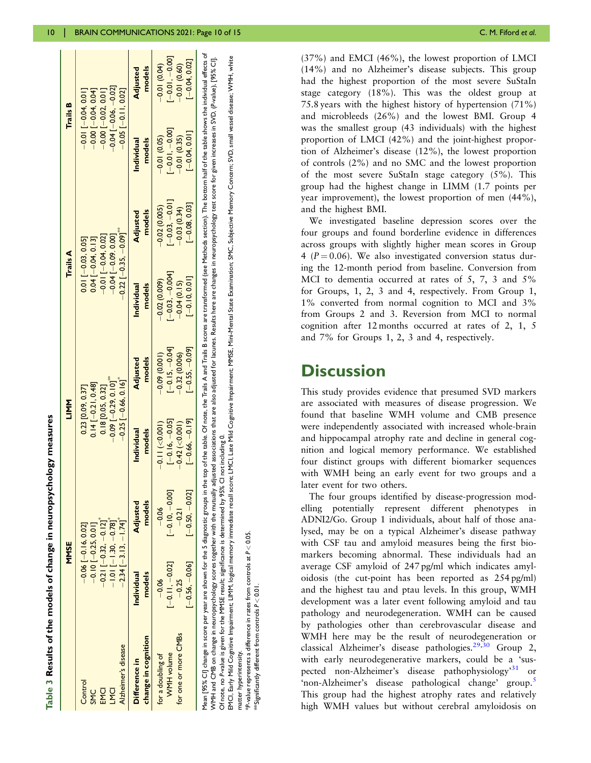**Table 3 Results of the models of change in neuropsychology measures**

| | MMSE | | LIMM | | Trails A | | Trails B | |
|---|---|---|---|---|---|---|---|---|
| Control | −0.06 [−0.16, 0.02] | | 0.23 [0.09, 0.37] | | 0.01 [−0.03, 0.05] | | −0.01 [−0.04, 0.01] | |
| SMC | −0.10 [−0.25, 0.01] | | 0.14 [−0.21, 0.48] | | 0.04 [−0.04, 0.13] | | −0.00 [−0.04, 0.04] | |
| EMCI | −0.21 [−0.32, −0.12]* | | 0.18 [0.05, 0.32] | | −0.01 [−0.04, 0.02] | | −0.00 [−0.02, 0.01] | |
| LMCI | −1.01 [−1.30, −0.78]* | | −0.09 [−0.29, 0.10]** | | −0.04 [−0.09, 0.00] | | −0.04 [−0.06, −0.02] | |
| Alzheimer's disease | −2.34 [−3.13, −1.74]* | | −0.25 [−0.66, 0.16]* | | −0.22 [−0.35, −0.09]** | | −0.05 [−0.11, 0.02] | |
| **Difference in change in cognition** | **Individual models** | **Adjusted models** | **Individual models** | **Adjusted models** | **Individual models** | **Adjusted models** | **Individual models** | **Adjusted models** |
| for a doubling of WMH volume | −0.06 [−0.11, −0.02] | −0.06 [−0.10, −0.00] | −0.11 (<0.001) [−0.16, −0.05] | −0.09 (0.001) [−0.15, −0.04] | −0.02 (0.009) [−0.03, −0.004] | −0.02 (0.005) [−0.03, −0.01] | −0.01 (0.05) [−0.01, −0.00] | −0.01 (0.04) [−0.01, −0.00] |
| for one or more CMBs | −0.25 [−0.56, −0.06] | −0.21 [−0.50, −0.02] | −0.42 (<0.001) [−0.66, −0.19] | −0.32 (0.006) [−0.55, −0.09] | −0.04 (0.15) [−0.10, 0.01] | −0.03 (0.34) [−0.08, 0.03] | −0.01 (0.35) [−0.04, 0.01] | −0.01 (0.60) [−0.04, 0.02] |

Mean [95% CI] change in score per year are shown for the 5 diagnostic groups in the top of the table. Of note, the Trails A and Trails B scores are transformed (see Methods section). The bottom half of the table shows the individual effects of WMH and CMB on change in neuropsychology scores together with the mutually adjusted associations that are also adjusted for lacunes. Results here are changes in neuropsychology test score for given increases in SVD, (P-value), [95% CI]. Of note, no P-value is given for the MMSE result; significance is determined by 95% CI not including 0.

EMCI, Early Mild Cognitive Impairment; LIMM, logical memory immediate recall score; LMCI, Late Mild Cognitive Impairment; MMSE, Mini-Mental State Examination; SMC, Subjective Memory Concern; SVD, small vessel disease; WMH, white matter hyperintensity.

*P-value represents a difference in rates from controls at $P < 0.05$.

**Significantly different from controls $P < 0.01$.

(37%) and EMCI (46%), the lowest proportion of LMCI (14%) and no Alzheimer's disease subjects. This group had the highest proportion of the most severe SuStaIn stage category (18%). This was the oldest group at 75.8 years with the highest history of hypertension (71%) and microbleeds (26%) and the lowest BMI. Group 4 was the smallest group (43 individuals) with the highest proportion of LMCI (42%) and the joint-highest proportion of Alzheimer's disease (12%), the lowest proportion of controls (2%) and no SMC and the lowest proportion of the most severe SuStaIn stage category (5%). This group had the highest change in LIMM (1.7 points per year improvement), the lowest proportion of men (44%), and the highest BMI.

We investigated baseline depression scores over the four groups and found borderline evidence in differences across groups with slightly higher mean scores in Group 4 ($P = 0.06$). We also investigated conversion status during the 12-month period from baseline. Conversion from MCI to dementia occurred at rates of 5, 7, 3 and 5% for Groups, 1, 2, 3 and 4, respectively. From Group 1, 1% converted from normal cognition to MCI and 3% from Groups 2 and 3. Reversion from MCI to normal cognition after 12 months occurred at rates of 2, 1, 5 and 7% for Groups 1, 2, 3 and 4, respectively.

# Discussion

This study provides evidence that presumed SVD markers are associated with measures of disease progression. We found that baseline WMH volume and CMB presence were independently associated with increased whole-brain and hippocampal atrophy rate and decline in general cognition and logical memory performance. We established four distinct groups with different biomarker sequences with WMH being an early event for two groups and a later event for two others.

The four groups identified by disease-progression modelling potentially represent different phenotypes in ADNI2/Go. Group 1 individuals, about half of those analysed, may be on a typical Alzheimer's disease pathway with CSF tau and amyloid measures being the first biomarkers becoming abnormal. These individuals had an average CSF amyloid of 247 pg/ml which indicates amyloidosis (the cut-point has been reported as 254 pg/ml) and the highest tau and ptau levels. In this group, WMH development was a later event following amyloid and tau pathology and neurodegeneration. WMH can be caused by pathologies other than cerebrovascular disease and WMH here may be the result of neurodegeneration or classical Alzheimer's disease pathologies.[29,30] Group 2, with early neurodegenerative markers, could be a 'suspected non-Alzheimer's disease pathophysiology'[31] or 'non-Alzheimer's disease pathological change' group.[5] This group had the highest atrophy rates and relatively high WMH values but without cerebral amyloidosis on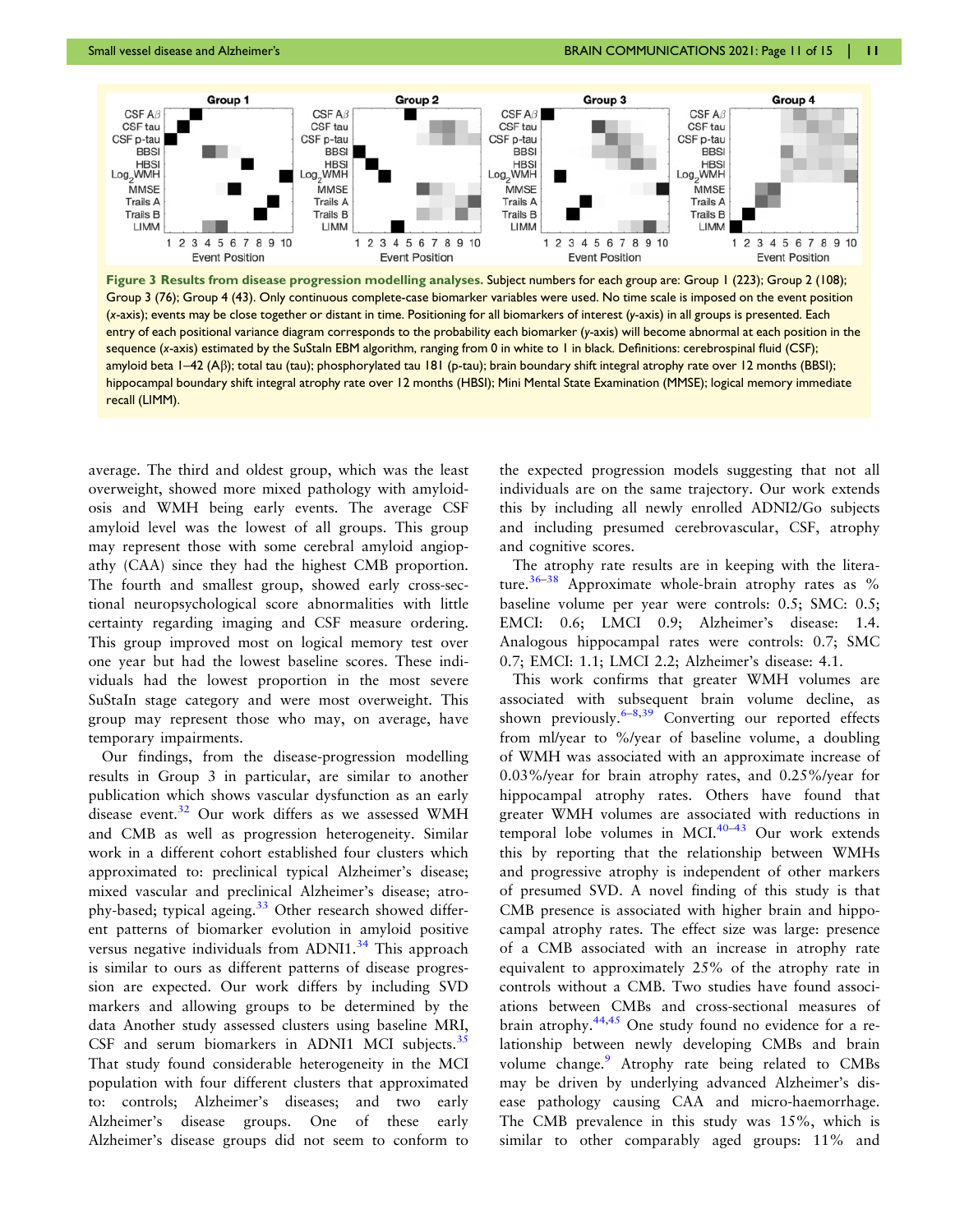**Figure 3 Results from disease progression modelling analyses.** Subject numbers for each group are: Group 1 (223); Group 2 (108); Group 3 (76); Group 4 (43). Only continuous complete-case biomarker variables were used. No time scale is imposed on the event position (*x*-axis); events may be close together or distant in time. Positioning for all biomarkers of interest (*y*-axis) in all groups is presented. Each entry of each positional variance diagram corresponds to the probability each biomarker (*y*-axis) will become abnormal at each position in the sequence (*x*-axis) estimated by the SuStaIn EBM algorithm, ranging from 0 in white to 1 in black. Definitions: cerebrospinal fluid (CSF); amyloid beta 1–42 (Aβ); total tau (tau); phosphorylated tau 181 (p-tau); brain boundary shift integral atrophy rate over 12 months (BBSI); hippocampal boundary shift integral atrophy rate over 12 months (HBSI); Mini Mental State Examination (MMSE); logical memory immediate recall (LIMM).

average. The third and oldest group, which was the least overweight, showed more mixed pathology with amyloidosis and WMH being early events. The average CSF amyloid level was the lowest of all groups. This group may represent those with some cerebral amyloid angiopathy (CAA) since they had the highest CMB proportion. The fourth and smallest group, showed early cross-sectional neuropsychological score abnormalities with little certainty regarding imaging and CSF measure ordering. This group improved most on logical memory test over one year but had the lowest baseline scores. These individuals had the lowest proportion in the most severe SuStaIn stage category and were most overweight. This group may represent those who may, on average, have temporary impairments.

Our findings, from the disease-progression modelling results in Group 3 in particular, are similar to another publication which shows vascular dysfunction as an early disease event.[32] Our work differs as we assessed WMH and CMB as well as progression heterogeneity. Similar work in a different cohort established four clusters which approximated to: preclinical typical Alzheimer's disease; mixed vascular and preclinical Alzheimer's disease; atrophy-based; typical ageing.[33] Other research showed different patterns of biomarker evolution in amyloid positive versus negative individuals from ADNI1.[34] This approach is similar to ours as different patterns of disease progression are expected. Our work differs by including SVD markers and allowing groups to be determined by the data Another study assessed clusters using baseline MRI, CSF and serum biomarkers in ADNI1 MCI subjects.[35] That study found considerable heterogeneity in the MCI population with four different clusters that approximated to: controls; Alzheimer's diseases; and two early Alzheimer's disease groups. One of these early Alzheimer's disease groups did not seem to conform to the expected progression models suggesting that not all individuals are on the same trajectory. Our work extends this by including all newly enrolled ADNI2/Go subjects and including presumed cerebrovascular, CSF, atrophy and cognitive scores.

The atrophy rate results are in keeping with the literature.[36–38] Approximate whole-brain atrophy rates as % baseline volume per year were controls: 0.5; SMC: 0.5; EMCI: 0.6; LMCI 0.9; Alzheimer's disease: 1.4. Analogous hippocampal rates were controls: 0.7; SMC 0.7; EMCI: 1.1; LMCI 2.2; Alzheimer's disease: 4.1.

This work confirms that greater WMH volumes are associated with subsequent brain volume decline, as shown previously.[6–8,39] Converting our reported effects from ml/year to %/year of baseline volume, a doubling of WMH was associated with an approximate increase of 0.03%/year for brain atrophy rates, and 0.25%/year for hippocampal atrophy rates. Others have found that greater WMH volumes are associated with reductions in temporal lobe volumes in MCI.[40–43] Our work extends this by reporting that the relationship between WMHs and progressive atrophy is independent of other markers of presumed SVD. A novel finding of this study is that CMB presence is associated with higher brain and hippocampal atrophy rates. The effect size was large: presence of a CMB associated with an increase in atrophy rate equivalent to approximately 25% of the atrophy rate in controls without a CMB. Two studies have found associations between CMBs and cross-sectional measures of brain atrophy.[44,45] One study found no evidence for a relationship between newly developing CMBs and brain volume change.[9] Atrophy rate being related to CMBs may be driven by underlying advanced Alzheimer's disease pathology causing CAA and micro-haemorrhage. The CMB prevalence in this study was 15%, which is similar to other comparably aged groups: 11% and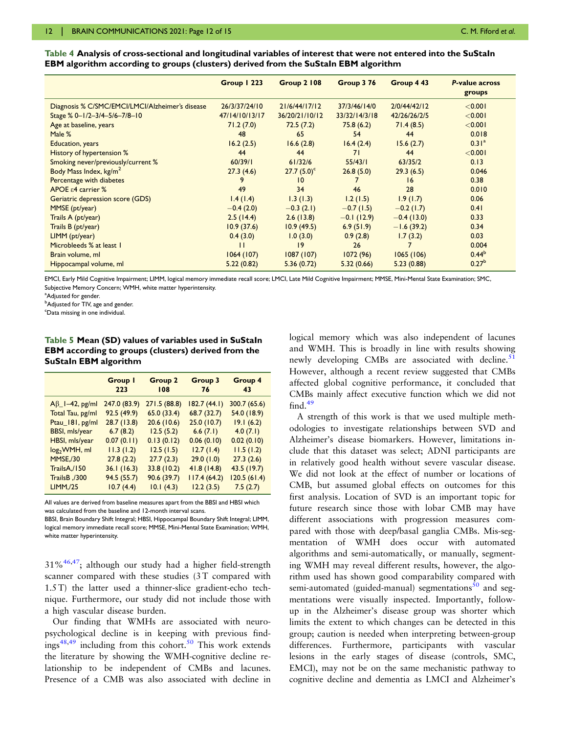**Table 4 Analysis of cross-sectional and longitudinal variables of interest that were not entered into the SuStaIn EBM algorithm according to groups (clusters) derived from the SuStaIn EBM algorithm**

| | Group 1 223 | Group 2 108 | Group 3 76 | Group 4 43 | P-value across groups |
|---|---|---|---|---|---|
| Diagnosis % C/SMC/EMCI/LMCI/Alzheimer's disease | 26/3/37/24/10 | 21/6/44/17/12 | 37/3/46/14/0 | 2/0/44/42/12 | <0.001 |
| Stage % 0–1/2–3/4–5/6–7/8–10 | 47/14/10/13/17 | 36/20/21/10/12 | 33/32/14/3/18 | 42/26/26/2/5 | <0.001 |
| Age at baseline, years | 71.2 (7.0) | 72.5 (7.2) | 75.8 (6.2) | 71.4 (8.5) | <0.001 |
| Male % | 48 | 65 | 54 | 44 | 0.018 |
| Education, years | 16.2 (2.5) | 16.6 (2.8) | 16.4 (2.4) | 15.6 (2.7) | 0.31[a] |
| History of hypertension % | 44 | 44 | 71 | 44 | <0.001 |
| Smoking never/previously/current % | 60/39/1 | 61/32/6 | 55/43/1 | 63/35/2 | 0.13 |
| Body Mass Index, kg/m$^2$ | 27.3 (4.6) | 27.7 (5.0)[c] | 26.8 (5.0) | 29.3 (6.5) | 0.046 |
| Percentage with diabetes | 9 | 10 | 7 | 16 | 0.38 |
| APOE ε4 carrier % | 49 | 34 | 46 | 28 | 0.010 |
| Geriatric depression score (GDS) | 1.4 (1.4) | 1.3 (1.3) | 1.2 (1.5) | 1.9 (1.7) | 0.06 |
| MMSE (pt/year) | −0.4 (2.0) | −0.3 (2.1) | −0.7 (1.5) | −0.2 (1.7) | 0.41 |
| Trails A (pt/year) | 2.5 (14.4) | 2.6 (13.8) | −0.1 (12.9) | −0.4 (13.0) | 0.33 |
| Trails B (pt/year) | 10.9 (37.6) | 10.9 (49.5) | 6.9 (51.9) | −1.6 (39.2) | 0.34 |
| LIMM (pt/year) | 0.4 (3.0) | 1.0 (3.0) | 0.9 (2.8) | 1.7 (3.2) | 0.03 |
| Microbleeds % at least 1 | 11 | 19 | 26 | 7 | 0.004 |
| Brain volume, ml | 1064 (107) | 1087 (107) | 1072 (96) | 1065 (106) | 0.44[b] |
| Hippocampal volume, ml | 5.22 (0.82) | 5.36 (0.72) | 5.32 (0.66) | 5.23 (0.88) | 0.27[b] |

EMCI, Early Mild Cognitive Impairment; LIMM, logical memory immediate recall score; LMCI, Late Mild Cognitive Impairment; MMSE, Mini-Mental State Examination; SMC, Subjective Memory Concern; WMH, white matter hyperintensity.
[a]Adjusted for gender.
[b]Adjusted for TIV, age and gender.
[c]Data missing in one individual.

**Table 5 Mean (SD) values of variables used in SuStaIn EBM according to groups (clusters) derived from the SuStaIn EBM algorithm**

| | Group 1 223 | Group 2 108 | Group 3 76 | Group 4 43 |
|---|---|---|---|---|
| Aβ_1–42, pg/ml | 247.0 (83.9) | 271.5 (88.8) | 182.7 (44.1) | 300.7 (65.6) |
| Total Tau, pg/ml | 92.5 (49.9) | 65.0 (33.4) | 68.7 (32.7) | 54.0 (18.9) |
| Ptau_181, pg/ml | 28.7 (13.8) | 20.6 (10.6) | 25.0 (10.7) | 19.1 (6.2) |
| BBSI, mls/year | 6.7 (8.2) | 12.5 (5.2) | 6.6 (7.1) | 4.0 (7.1) |
| HBSI, mls/year | 0.07 (0.11) | 0.13 (0.12) | 0.06 (0.10) | 0.02 (0.10) |
| log$_2$WMH, ml | 11.3 (1.2) | 12.5 (1.5) | 12.7 (1.4) | 11.5 (1.2) |
| MMSE,/30 | 27.8 (2.2) | 27.7 (2.3) | 29.0 (1.0) | 27.3 (2.6) |
| TrailsA,/150 | 36.1 (16.3) | 33.8 (10.2) | 41.8 (14.8) | 43.5 (19.7) |
| TrailsB ,/300 | 94.5 (55.7) | 90.6 (39.7) | 117.4 (64.2) | 120.5 (61.4) |
| LIMM,/25 | 10.7 (4.4) | 10.1 (4.3) | 12.2 (3.5) | 7.5 (2.7) |

All values are derived from baseline measures apart from the BBSI and HBSI which was calculated from the baseline and 12-month interval scans.
BBSI, Brain Boundary Shift Integral; HBSI, Hippocampal Boundary Shift Integral; LIMM, logical memory immediate recall score; MMSE, Mini-Mental State Examination; WMH, white matter hyperintensity.

31%[46,47]; although our study had a higher field-strength scanner compared with these studies (3 T compared with 1.5 T) the latter used a thinner-slice gradient-echo technique. Furthermore, our study did not include those with a high vascular disease burden.

Our finding that WMHs are associated with neuropsychological decline is in keeping with previous findings[48,49] including from this cohort.[50] This work extends the literature by showing the WMH-cognitive decline relationship to be independent of CMBs and lacunes. Presence of a CMB was also associated with decline in logical memory which was also independent of lacunes and WMH. This is broadly in line with results showing newly developing CMBs are associated with decline.[51] However, although a recent review suggested that CMBs affected global cognitive performance, it concluded that CMBs mainly affect executive function which we did not find.[49]

A strength of this work is that we used multiple methodologies to investigate relationships between SVD and Alzheimer's disease biomarkers. However, limitations include that this dataset was select; ADNI participants are in relatively good health without severe vascular disease. We did not look at the effect of number or locations of CMB, but assumed global effects on outcomes for this first analysis. Location of SVD is an important topic for future research since those with lobar CMB may have different associations with progression measures compared with those with deep/basal ganglia CMBs. Mis-segmentation of WMH does occur with automated algorithms and semi-automatically, or manually, segmenting WMH may reveal different results, however, the algorithm used has shown good comparability compared with semi-automated (guided-manual) segmentations[50] and segmentations were visually inspected. Importantly, follow-up in the Alzheimer's disease group was shorter which limits the extent to which changes can be detected in this group; caution is needed when interpreting between-group differences. Furthermore, participants with vascular lesions in the early stages of disease (controls, SMC, EMCI), may not be on the same mechanistic pathway to cognitive decline and dementia as LMCI and Alzheimer's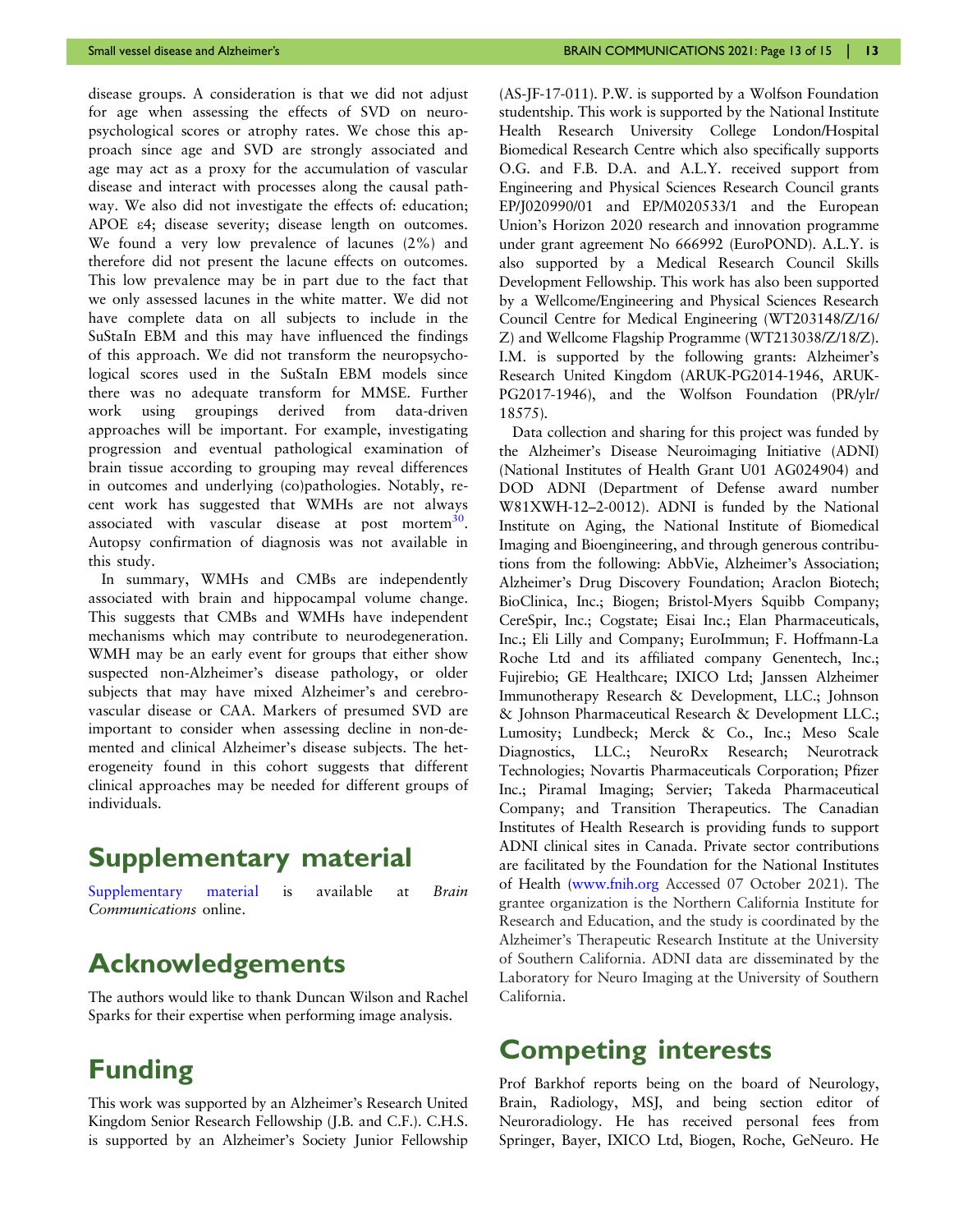disease groups. A consideration is that we did not adjust for age when assessing the effects of SVD on neuropsychological scores or atrophy rates. We chose this approach since age and SVD are strongly associated and age may act as a proxy for the accumulation of vascular disease and interact with processes along the causal pathway. We also did not investigate the effects of: education; APOE ε4; disease severity; disease length on outcomes. We found a very low prevalence of lacunes (2%) and therefore did not present the lacune effects on outcomes. This low prevalence may be in part due to the fact that we only assessed lacunes in the white matter. We did not have complete data on all subjects to include in the SuStaIn EBM and this may have influenced the findings of this approach. We did not transform the neuropsychological scores used in the SuStaIn EBM models since there was no adequate transform for MMSE. Further work using groupings derived from data-driven approaches will be important. For example, investigating progression and eventual pathological examination of brain tissue according to grouping may reveal differences in outcomes and underlying (co)pathologies. Notably, recent work has suggested that WMHs are not always associated with vascular disease at post mortem[30]. Autopsy confirmation of diagnosis was not available in this study.

In summary, WMHs and CMBs are independently associated with brain and hippocampal volume change. This suggests that CMBs and WMHs have independent mechanisms which may contribute to neurodegeneration. WMH may be an early event for groups that either show suspected non-Alzheimer's disease pathology, or older subjects that may have mixed Alzheimer's and cerebrovascular disease or CAA. Markers of presumed SVD are important to consider when assessing decline in non-demented and clinical Alzheimer's disease subjects. The heterogeneity found in this cohort suggests that different clinical approaches may be needed for different groups of individuals.

# Supplementary material

Supplementary material is available at *Brain Communications* online.

# Acknowledgements

The authors would like to thank Duncan Wilson and Rachel Sparks for their expertise when performing image analysis.

# Funding

This work was supported by an Alzheimer's Research United Kingdom Senior Research Fellowship (J.B. and C.F.). C.H.S. is supported by an Alzheimer's Society Junior Fellowship (AS-JF-17-011). P.W. is supported by a Wolfson Foundation studentship. This work is supported by the National Institute Health Research University College London/Hospital Biomedical Research Centre which also specifically supports O.G. and F.B. D.A. and A.L.Y. received support from Engineering and Physical Sciences Research Council grants EP/J020990/01 and EP/M020533/1 and the European Union's Horizon 2020 research and innovation programme under grant agreement No 666992 (EuroPOND). A.L.Y. is also supported by a Medical Research Council Skills Development Fellowship. This work has also been supported by a Wellcome/Engineering and Physical Sciences Research Council Centre for Medical Engineering (WT203148/Z/16/Z) and Wellcome Flagship Programme (WT213038/Z/18/Z). I.M. is supported by the following grants: Alzheimer's Research United Kingdom (ARUK-PG2014-1946, ARUK-PG2017-1946), and the Wolfson Foundation (PR/ylr/18575).

Data collection and sharing for this project was funded by the Alzheimer's Disease Neuroimaging Initiative (ADNI) (National Institutes of Health Grant U01 AG024904) and DOD ADNI (Department of Defense award number W81XWH-12–2-0012). ADNI is funded by the National Institute on Aging, the National Institute of Biomedical Imaging and Bioengineering, and through generous contributions from the following: AbbVie, Alzheimer's Association; Alzheimer's Drug Discovery Foundation; Araclon Biotech; BioClinica, Inc.; Biogen; Bristol-Myers Squibb Company; CereSpir, Inc.; Cogstate; Eisai Inc.; Elan Pharmaceuticals, Inc.; Eli Lilly and Company; EuroImmun; F. Hoffmann-La Roche Ltd and its affiliated company Genentech, Inc.; Fujirebio; GE Healthcare; IXICO Ltd; Janssen Alzheimer Immunotherapy Research & Development, LLC.; Johnson & Johnson Pharmaceutical Research & Development LLC.; Lumosity; Lundbeck; Merck & Co., Inc.; Meso Scale Diagnostics, LLC.; NeuroRx Research; Neurotrack Technologies; Novartis Pharmaceuticals Corporation; Pfizer Inc.; Piramal Imaging; Servier; Takeda Pharmaceutical Company; and Transition Therapeutics. The Canadian Institutes of Health Research is providing funds to support ADNI clinical sites in Canada. Private sector contributions are facilitated by the Foundation for the National Institutes of Health (www.fnih.org Accessed 07 October 2021). The grantee organization is the Northern California Institute for Research and Education, and the study is coordinated by the Alzheimer's Therapeutic Research Institute at the University of Southern California. ADNI data are disseminated by the Laboratory for Neuro Imaging at the University of Southern California.

# Competing interests

Prof Barkhof reports being on the board of Neurology, Brain, Radiology, MSJ, and being section editor of Neuroradiology. He has received personal fees from Springer, Bayer, IXICO Ltd, Biogen, Roche, GeNeuro. He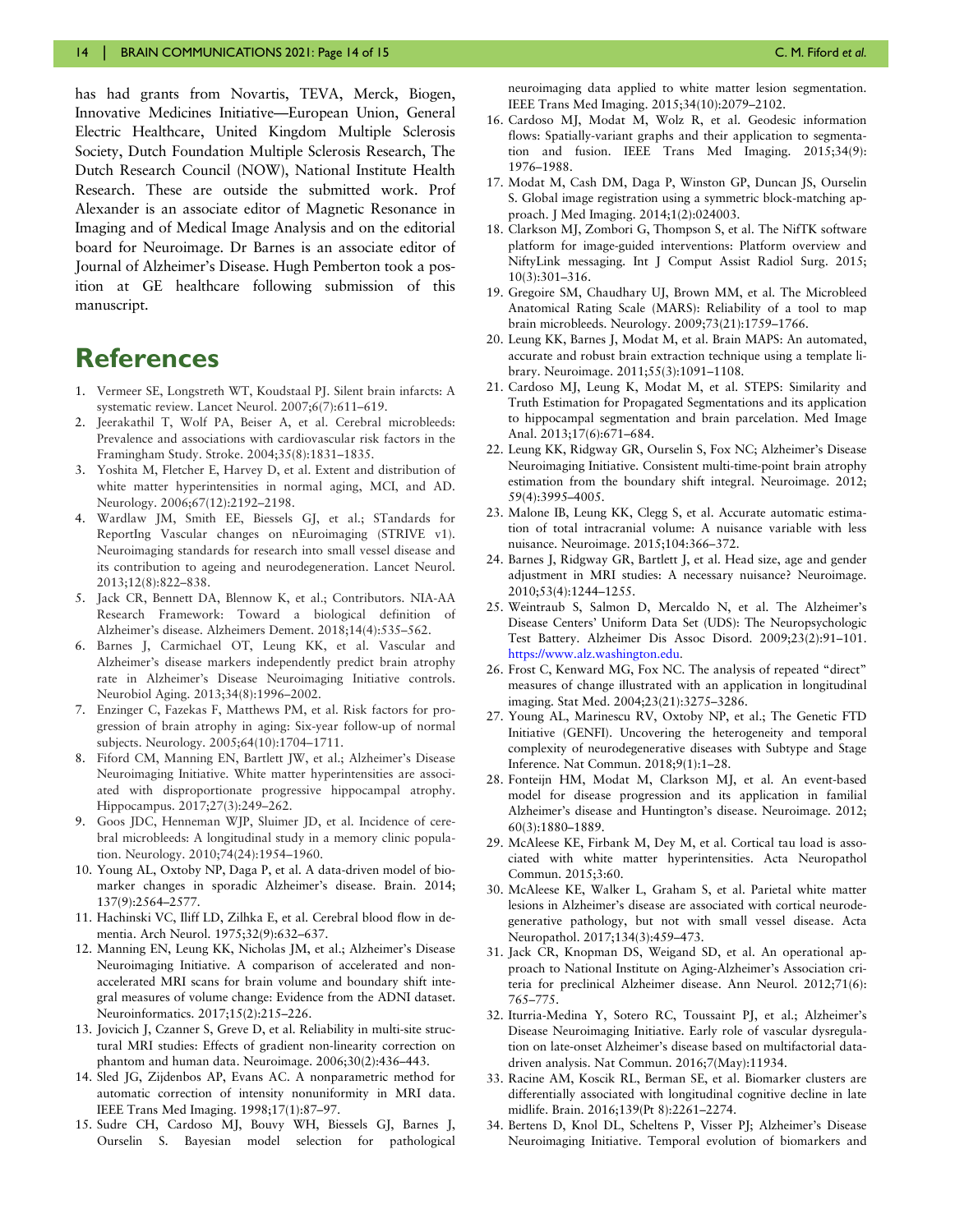has had grants from Novartis, TEVA, Merck, Biogen, Innovative Medicines Initiative—European Union, General Electric Healthcare, United Kingdom Multiple Sclerosis Society, Dutch Foundation Multiple Sclerosis Research, The Dutch Research Council (NOW), National Institute Health Research. These are outside the submitted work. Prof Alexander is an associate editor of Magnetic Resonance in Imaging and of Medical Image Analysis and on the editorial board for Neuroimage. Dr Barnes is an associate editor of Journal of Alzheimer's Disease. Hugh Pemberton took a position at GE healthcare following submission of this manuscript.

# References

1. Vermeer SE, Longstreth WT, Koudstaal PJ. Silent brain infarcts: A systematic review. Lancet Neurol. 2007;6(7):611–619.
2. Jeerakathil T, Wolf PA, Beiser A, et al. Cerebral microbleeds: Prevalence and associations with cardiovascular risk factors in the Framingham Study. Stroke. 2004;35(8):1831–1835.
3. Yoshita M, Fletcher E, Harvey D, et al. Extent and distribution of white matter hyperintensities in normal aging, MCI, and AD. Neurology. 2006;67(12):2192–2198.
4. Wardlaw JM, Smith EE, Biessels GJ, et al.; STandards for ReportIng Vascular changes on nEuroimaging (STRIVE v1). Neuroimaging standards for research into small vessel disease and its contribution to ageing and neurodegeneration. Lancet Neurol. 2013;12(8):822–838.
5. Jack CR, Bennett DA, Blennow K, et al.; Contributors. NIA-AA Research Framework: Toward a biological definition of Alzheimer's disease. Alzheimers Dement. 2018;14(4):535–562.
6. Barnes J, Carmichael OT, Leung KK, et al. Vascular and Alzheimer's disease markers independently predict brain atrophy rate in Alzheimer's Disease Neuroimaging Initiative controls. Neurobiol Aging. 2013;34(8):1996–2002.
7. Enzinger C, Fazekas F, Matthews PM, et al. Risk factors for progression of brain atrophy in aging: Six-year follow-up of normal subjects. Neurology. 2005;64(10):1704–1711.
8. Fiford CM, Manning EN, Bartlett JW, et al.; Alzheimer's Disease Neuroimaging Initiative. White matter hyperintensities are associated with disproportionate progressive hippocampal atrophy. Hippocampus. 2017;27(3):249–262.
9. Goos JDC, Henneman WJP, Sluimer JD, et al. Incidence of cerebral microbleeds: A longitudinal study in a memory clinic population. Neurology. 2010;74(24):1954–1960.
10. Young AL, Oxtoby NP, Daga P, et al. A data-driven model of biomarker changes in sporadic Alzheimer's disease. Brain. 2014; 137(9):2564–2577.
11. Hachinski VC, Iliff LD, Zilhka E, et al. Cerebral blood flow in dementia. Arch Neurol. 1975;32(9):632–637.
12. Manning EN, Leung KK, Nicholas JM, et al.; Alzheimer's Disease Neuroimaging Initiative. A comparison of accelerated and non-accelerated MRI scans for brain volume and boundary shift integral measures of volume change: Evidence from the ADNI dataset. Neuroinformatics. 2017;15(2):215–226.
13. Jovicich J, Czanner S, Greve D, et al. Reliability in multi-site structural MRI studies: Effects of gradient non-linearity correction on phantom and human data. Neuroimage. 2006;30(2):436–443.
14. Sled JG, Zijdenbos AP, Evans AC. A nonparametric method for automatic correction of intensity nonuniformity in MRI data. IEEE Trans Med Imaging. 1998;17(1):87–97.
15. Sudre CH, Cardoso MJ, Bouvy WH, Biessels GJ, Barnes J, Ourselin S. Bayesian model selection for pathological neuroimaging data applied to white matter lesion segmentation. IEEE Trans Med Imaging. 2015;34(10):2079–2102.
16. Cardoso MJ, Modat M, Wolz R, et al. Geodesic information flows: Spatially-variant graphs and their application to segmentation and fusion. IEEE Trans Med Imaging. 2015;34(9): 1976–1988.
17. Modat M, Cash DM, Daga P, Winston GP, Duncan JS, Ourselin S. Global image registration using a symmetric block-matching approach. J Med Imaging. 2014;1(2):024003.
18. Clarkson MJ, Zombori G, Thompson S, et al. The NifTK software platform for image-guided interventions: Platform overview and NiftyLink messaging. Int J Comput Assist Radiol Surg. 2015; 10(3):301–316.
19. Gregoire SM, Chaudhary UJ, Brown MM, et al. The Microbleed Anatomical Rating Scale (MARS): Reliability of a tool to map brain microbleeds. Neurology. 2009;73(21):1759–1766.
20. Leung KK, Barnes J, Modat M, et al. Brain MAPS: An automated, accurate and robust brain extraction technique using a template library. Neuroimage. 2011;55(3):1091–1108.
21. Cardoso MJ, Leung K, Modat M, et al. STEPS: Similarity and Truth Estimation for Propagated Segmentations and its application to hippocampal segmentation and brain parcelation. Med Image Anal. 2013;17(6):671–684.
22. Leung KK, Ridgway GR, Ourselin S, Fox NC; Alzheimer's Disease Neuroimaging Initiative. Consistent multi-time-point brain atrophy estimation from the boundary shift integral. Neuroimage. 2012; 59(4):3995–4005.
23. Malone IB, Leung KK, Clegg S, et al. Accurate automatic estimation of total intracranial volume: A nuisance variable with less nuisance. Neuroimage. 2015;104:366–372.
24. Barnes J, Ridgway GR, Bartlett J, et al. Head size, age and gender adjustment in MRI studies: A necessary nuisance? Neuroimage. 2010;53(4):1244–1255.
25. Weintraub S, Salmon D, Mercaldo N, et al. The Alzheimer's Disease Centers' Uniform Data Set (UDS): The Neuropsychologic Test Battery. Alzheimer Dis Assoc Disord. 2009;23(2):91–101. https://www.alz.washington.edu.
26. Frost C, Kenward MG, Fox NC. The analysis of repeated "direct" measures of change illustrated with an application in longitudinal imaging. Stat Med. 2004;23(21):3275–3286.
27. Young AL, Marinescu RV, Oxtoby NP, et al.; The Genetic FTD Initiative (GENFI). Uncovering the heterogeneity and temporal complexity of neurodegenerative diseases with Subtype and Stage Inference. Nat Commun. 2018;9(1):1–28.
28. Fonteijn HM, Modat M, Clarkson MJ, et al. An event-based model for disease progression and its application in familial Alzheimer's disease and Huntington's disease. Neuroimage. 2012; 60(3):1880–1889.
29. McAleese KE, Firbank M, Dey M, et al. Cortical tau load is associated with white matter hyperintensities. Acta Neuropathol Commun. 2015;3:60.
30. McAleese KE, Walker L, Graham S, et al. Parietal white matter lesions in Alzheimer's disease are associated with cortical neurodegenerative pathology, but not with small vessel disease. Acta Neuropathol. 2017;134(3):459–473.
31. Jack CR, Knopman DS, Weigand SD, et al. An operational approach to National Institute on Aging-Alzheimer's Association criteria for preclinical Alzheimer disease. Ann Neurol. 2012;71(6): 765–775.
32. Iturria-Medina Y, Sotero RC, Toussaint PJ, et al.; Alzheimer's Disease Neuroimaging Initiative. Early role of vascular dysregulation on late-onset Alzheimer's disease based on multifactorial data-driven analysis. Nat Commun. 2016;7(May):11934.
33. Racine AM, Koscik RL, Berman SE, et al. Biomarker clusters are differentially associated with longitudinal cognitive decline in late midlife. Brain. 2016;139(Pt 8):2261–2274.
34. Bertens D, Knol DL, Scheltens P, Visser PJ; Alzheimer's Disease Neuroimaging Initiative. Temporal evolution of biomarkers and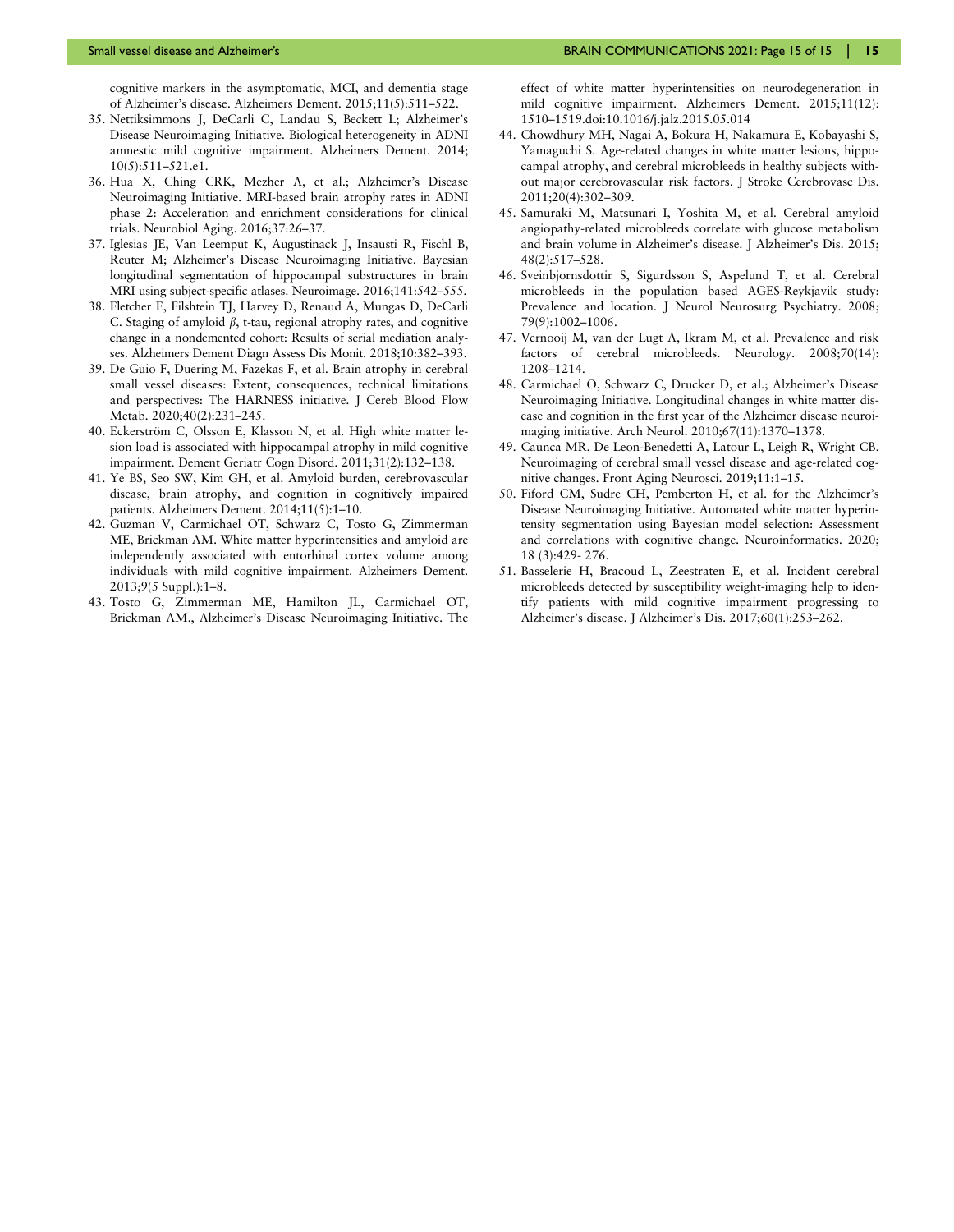cognitive markers in the asymptomatic, MCI, and dementia stage of Alzheimer's disease. Alzheimers Dement. 2015;11(5):511–522.

35. Nettiksimmons J, DeCarli C, Landau S, Beckett L; Alzheimer's Disease Neuroimaging Initiative. Biological heterogeneity in ADNI amnestic mild cognitive impairment. Alzheimers Dement. 2014; 10(5):511–521.e1.
36. Hua X, Ching CRK, Mezher A, et al.; Alzheimer's Disease Neuroimaging Initiative. MRI-based brain atrophy rates in ADNI phase 2: Acceleration and enrichment considerations for clinical trials. Neurobiol Aging. 2016;37:26–37.
37. Iglesias JE, Van Leemput K, Augustinack J, Insausti R, Fischl B, Reuter M; Alzheimer's Disease Neuroimaging Initiative. Bayesian longitudinal segmentation of hippocampal substructures in brain MRI using subject-specific atlases. Neuroimage. 2016;141:542–555.
38. Fletcher E, Filshtein TJ, Harvey D, Renaud A, Mungas D, DeCarli C. Staging of amyloid $\beta$, t-tau, regional atrophy rates, and cognitive change in a nondemented cohort: Results of serial mediation analyses. Alzheimers Dement Diagn Assess Dis Monit. 2018;10:382–393.
39. De Guio F, Duering M, Fazekas F, et al. Brain atrophy in cerebral small vessel diseases: Extent, consequences, technical limitations and perspectives: The HARNESS initiative. J Cereb Blood Flow Metab. 2020;40(2):231–245.
40. Eckerström C, Olsson E, Klasson N, et al. High white matter lesion load is associated with hippocampal atrophy in mild cognitive impairment. Dement Geriatr Cogn Disord. 2011;31(2):132–138.
41. Ye BS, Seo SW, Kim GH, et al. Amyloid burden, cerebrovascular disease, brain atrophy, and cognition in cognitively impaired patients. Alzheimers Dement. 2014;11(5):1–10.
42. Guzman V, Carmichael OT, Schwarz C, Tosto G, Zimmerman ME, Brickman AM. White matter hyperintensities and amyloid are independently associated with entorhinal cortex volume among individuals with mild cognitive impairment. Alzheimers Dement. 2013;9(5 Suppl.):1–8.
43. Tosto G, Zimmerman ME, Hamilton JL, Carmichael OT, Brickman AM., Alzheimer's Disease Neuroimaging Initiative. The effect of white matter hyperintensities on neurodegeneration in mild cognitive impairment. Alzheimers Dement. 2015;11(12): 1510–1519.doi:10.1016/j.jalz.2015.05.014
44. Chowdhury MH, Nagai A, Bokura H, Nakamura E, Kobayashi S, Yamaguchi S. Age-related changes in white matter lesions, hippocampal atrophy, and cerebral microbleeds in healthy subjects without major cerebrovascular risk factors. J Stroke Cerebrovasc Dis. 2011;20(4):302–309.
45. Samuraki M, Matsunari I, Yoshita M, et al. Cerebral amyloid angiopathy-related microbleeds correlate with glucose metabolism and brain volume in Alzheimer's disease. J Alzheimer's Dis. 2015; 48(2):517–528.
46. Sveinbjornsdottir S, Sigurdsson S, Aspelund T, et al. Cerebral microbleeds in the population based AGES-Reykjavik study: Prevalence and location. J Neurol Neurosurg Psychiatry. 2008; 79(9):1002–1006.
47. Vernooij M, van der Lugt A, Ikram M, et al. Prevalence and risk factors of cerebral microbleeds. Neurology. 2008;70(14): 1208–1214.
48. Carmichael O, Schwarz C, Drucker D, et al.; Alzheimer's Disease Neuroimaging Initiative. Longitudinal changes in white matter disease and cognition in the first year of the Alzheimer disease neuroimaging initiative. Arch Neurol. 2010;67(11):1370–1378.
49. Caunca MR, De Leon-Benedetti A, Latour L, Leigh R, Wright CB. Neuroimaging of cerebral small vessel disease and age-related cognitive changes. Front Aging Neurosci. 2019;11:1–15.
50. Fiford CM, Sudre CH, Pemberton H, et al. for the Alzheimer's Disease Neuroimaging Initiative. Automated white matter hyperintensity segmentation using Bayesian model selection: Assessment and correlations with cognitive change. Neuroinformatics. 2020; 18 (3):429- 276.
51. Basselerie H, Bracoud L, Zeestraten E, et al. Incident cerebral microbleeds detected by susceptibility weight-imaging help to identify patients with mild cognitive impairment progressing to Alzheimer's disease. J Alzheimer's Dis. 2017;60(1):253–262.